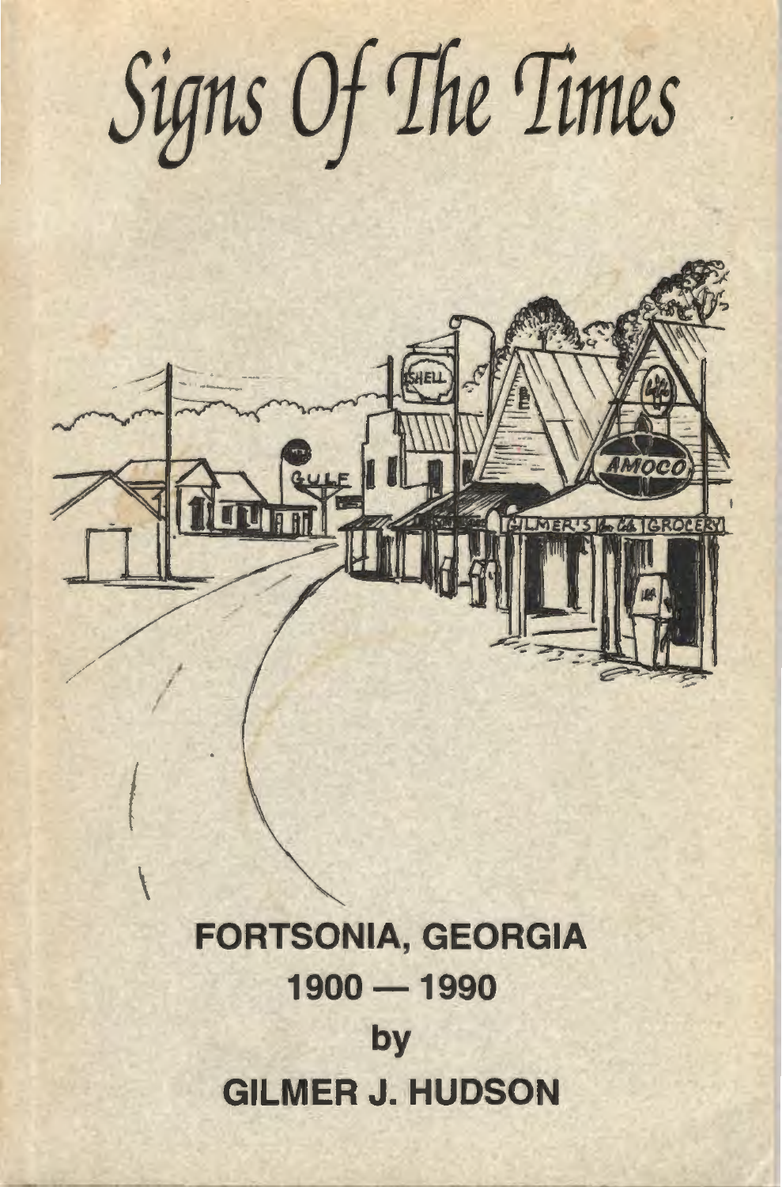# Signs Of The Times

**FORTSONIA, GEORGIA**

**1900 — 1990**

**by**

**GILMER J. HUDSON**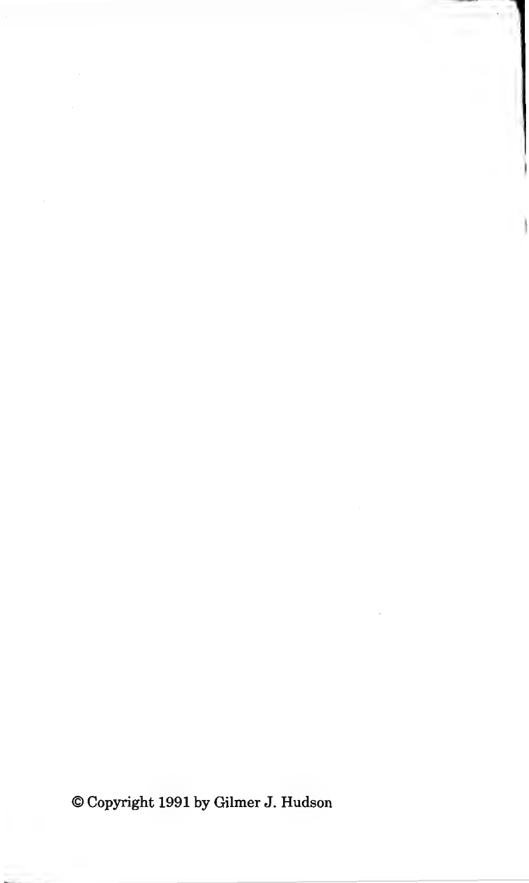© Copyright 1991 by Gilmer J. Hudson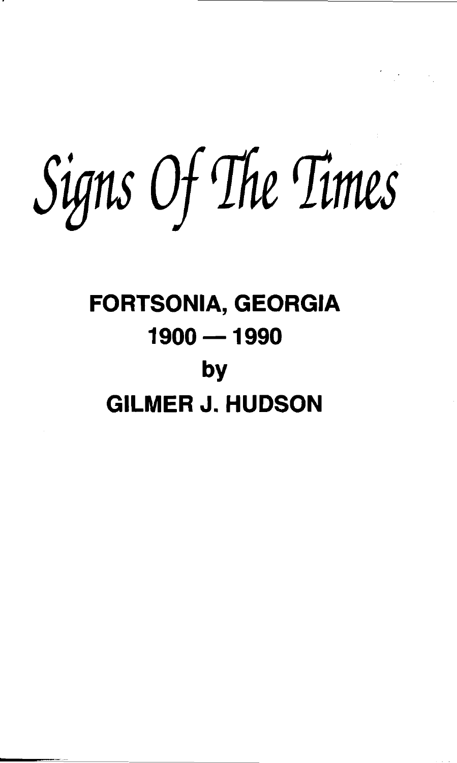# *Signs Of The Times*

## FORTSONIA, GEORGIA

## 1900 — 1990

## by

## GILMER J. HUDSON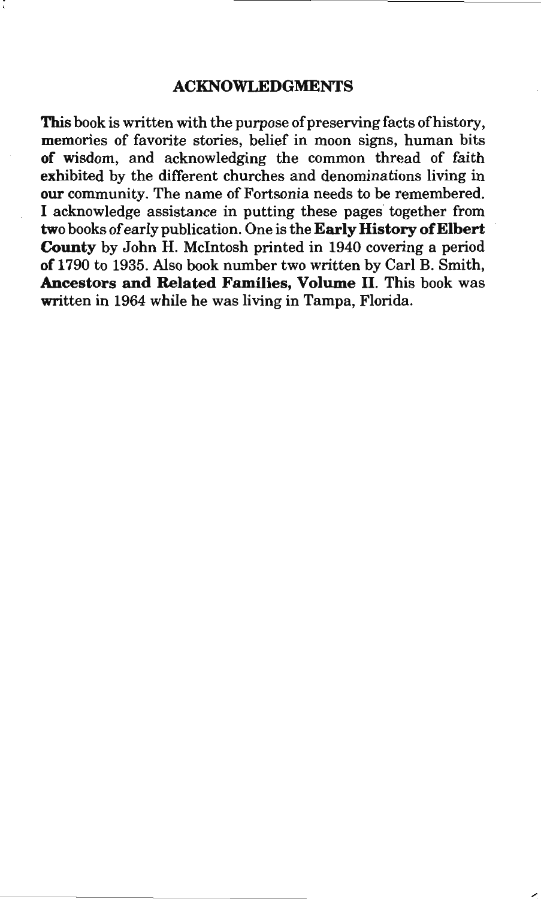## ACKNOWLEDGMENTS

This book is written with the purpose of preserving facts of history, memories of favorite stories, belief in moon signs, human bits of wisdom, and acknowledging the common thread of faith exhibited by the different churches and denominations living in our community. The name of Fortsonia needs to be remembered. I acknowledge assistance in putting these pages together from two books of early publication. One is the **Early History of Elbert County** by John H. McIntosh printed in 1940 covering a period of 1790 to 1935. Also book number two written by Carl B. Smith, **Ancestors and Related Families, Volume II**. This book was written in 1964 while he was living in Tampa, Florida.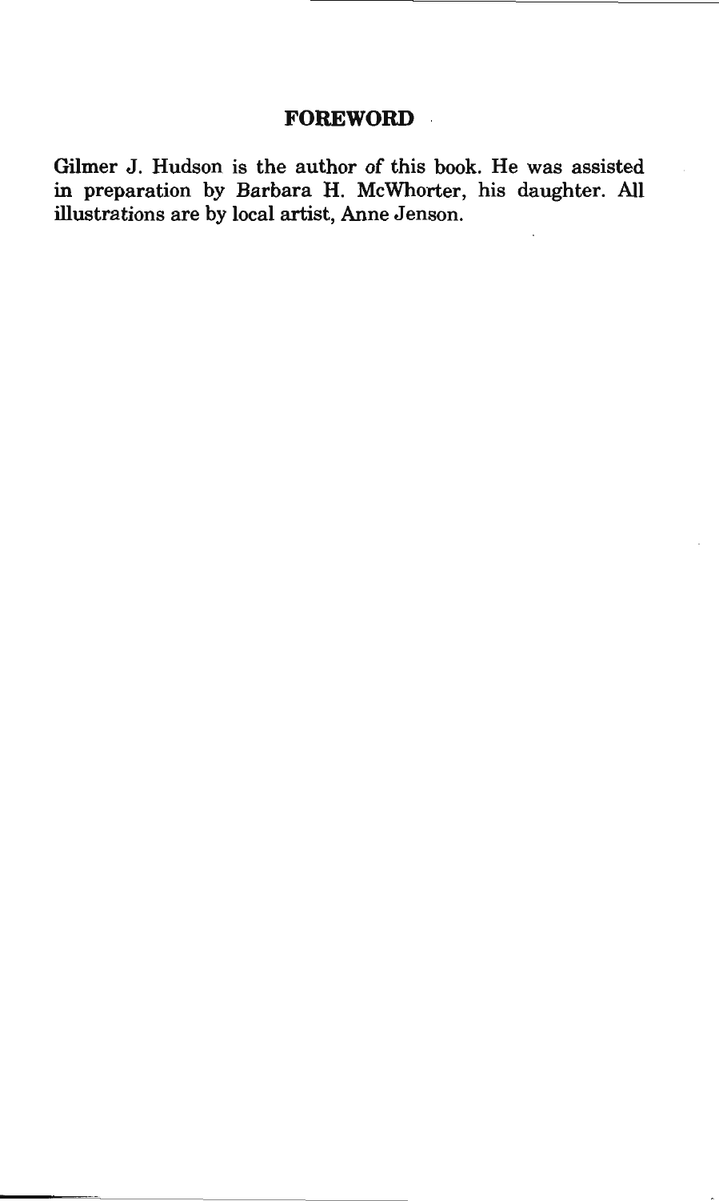## FOREWORD

Gilmer J. Hudson is the author of this book. He was assisted in preparation by Barbara H. McWhorter, his daughter. All illustrations are by local artist, Anne Jenson.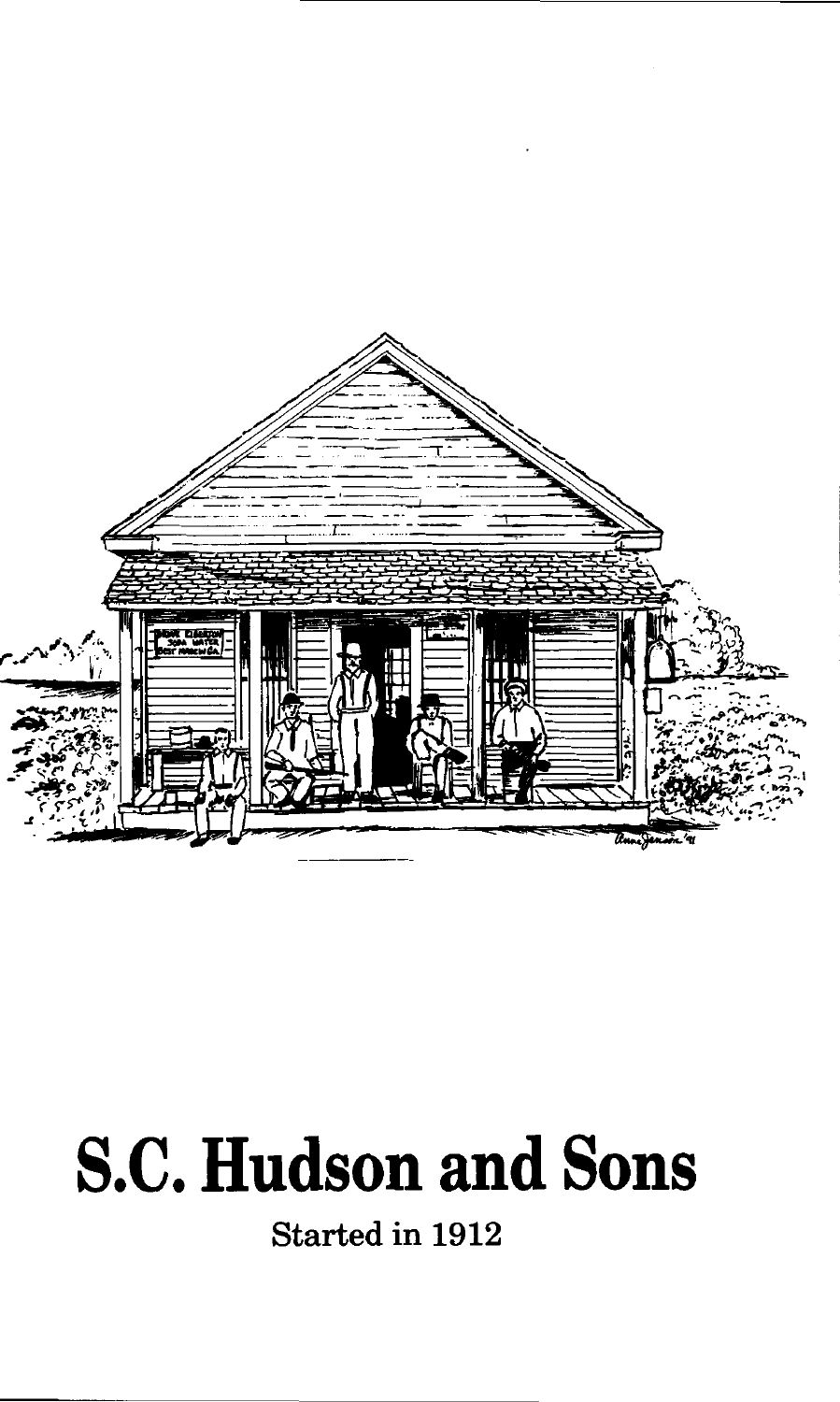# S.C. Hudson and Sons

Started in 1912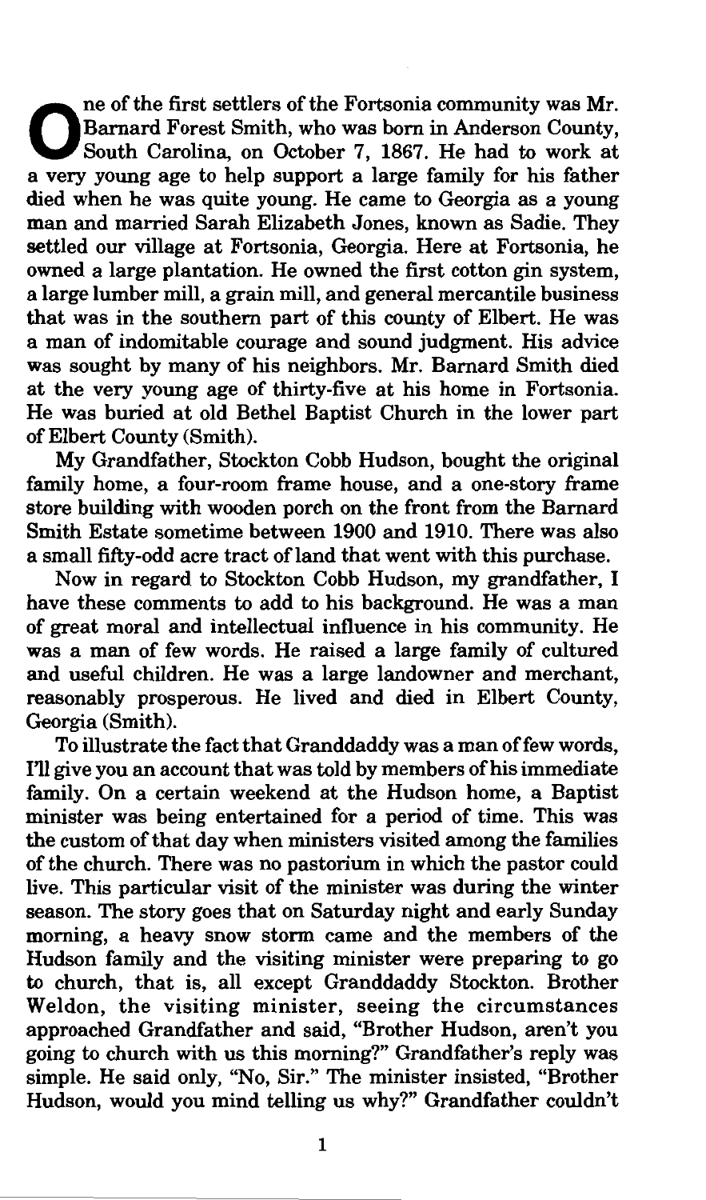One of the first settlers of the Fortsonia community was Mr. Barnard Forest Smith, who was born in Anderson County, South Carolina, on October 7, 1867. He had to work at a very young age to help support a large family for his father died when he was quite young. He came to Georgia as a young man and married Sarah Elizabeth Jones, known as Sadie. They settled our village at Fortsonia, Georgia. Here at Fortsonia, he owned a large plantation. He owned the first cotton gin system, a large lumber mill, a grain mill, and general mercantile business that was in the southern part of this county of Elbert. He was a man of indomitable courage and sound judgment. His advice was sought by many of his neighbors. Mr. Barnard Smith died at the very young age of thirty-five at his home in Fortsonia. He was buried at old Bethel Baptist Church in the lower part of Elbert County (Smith).

My Grandfather, Stockton Cobb Hudson, bought the original family home, a four-room frame house, and a one-story frame store building with wooden porch on the front from the Barnard Smith Estate sometime between 1900 and 1910. There was also a small fifty-odd acre tract of land that went with this purchase.

Now in regard to Stockton Cobb Hudson, my grandfather, I have these comments to add to his background. He was a man of great moral and intellectual influence in his community. He was a man of few words. He raised a large family of cultured and useful children. He was a large landowner and merchant, reasonably prosperous. He lived and died in Elbert County, Georgia (Smith).

To illustrate the fact that Granddaddy was a man of few words, I'll give you an account that was told by members of his immediate family. On a certain weekend at the Hudson home, a Baptist minister was being entertained for a period of time. This was the custom of that day when ministers visited among the families of the church. There was no pastorium in which the pastor could live. This particular visit of the minister was during the winter season. The story goes that on Saturday night and early Sunday morning, a heavy snow storm came and the members of the Hudson family and the visiting minister were preparing to go to church, that is, all except Granddaddy Stockton. Brother Weldon, the visiting minister, seeing the circumstances approached Grandfather and said, "Brother Hudson, aren't you going to church with us this morning?" Grandfather's reply was simple. He said only, "No, Sir." The minister insisted, "Brother Hudson, would you mind telling us why?" Grandfather couldn't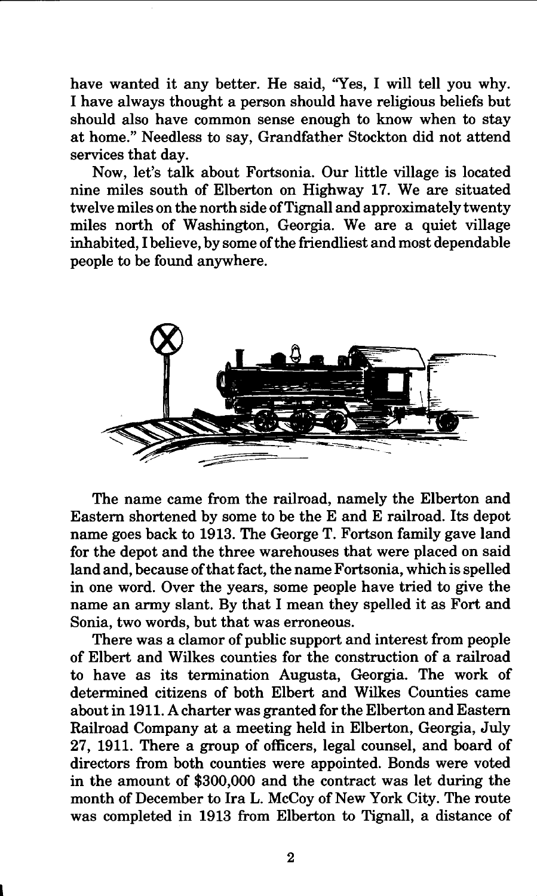have wanted it any better. He said, "Yes, I will tell you why. I have always thought a person should have religious beliefs but should also have common sense enough to know when to stay at home." Needless to say, Grandfather Stockton did not attend services that day.

Now, let's talk about Fortsonia. Our little village is located nine miles south of Elberton on Highway 17. We are situated twelve miles on the north side of Tignall and approximately twenty miles north of Washington, Georgia. We are a quiet village inhabited, I believe, by some of the friendliest and most dependable people to be found anywhere.

The name came from the railroad, namely the Elberton and Eastern shortened by some to be the E and E railroad. Its depot name goes back to 1913. The George T. Fortson family gave land for the depot and the three warehouses that were placed on said land and, because of that fact, the name Fortsonia, which is spelled in one word. Over the years, some people have tried to give the name an army slant. By that I mean they spelled it as Fort and Sonia, two words, but that was erroneous.

There was a clamor of public support and interest from people of Elbert and Wilkes counties for the construction of a railroad to have as its termination Augusta, Georgia. The work of determined citizens of both Elbert and Wilkes Counties came about in 1911. A charter was granted for the Elberton and Eastern Railroad Company at a meeting held in Elberton, Georgia, July 27, 1911. There a group of officers, legal counsel, and board of directors from both counties were appointed. Bonds were voted in the amount of $300,000 and the contract was let during the month of December to Ira L. McCoy of New York City. The route was completed in 1913 from Elberton to Tignall, a distance of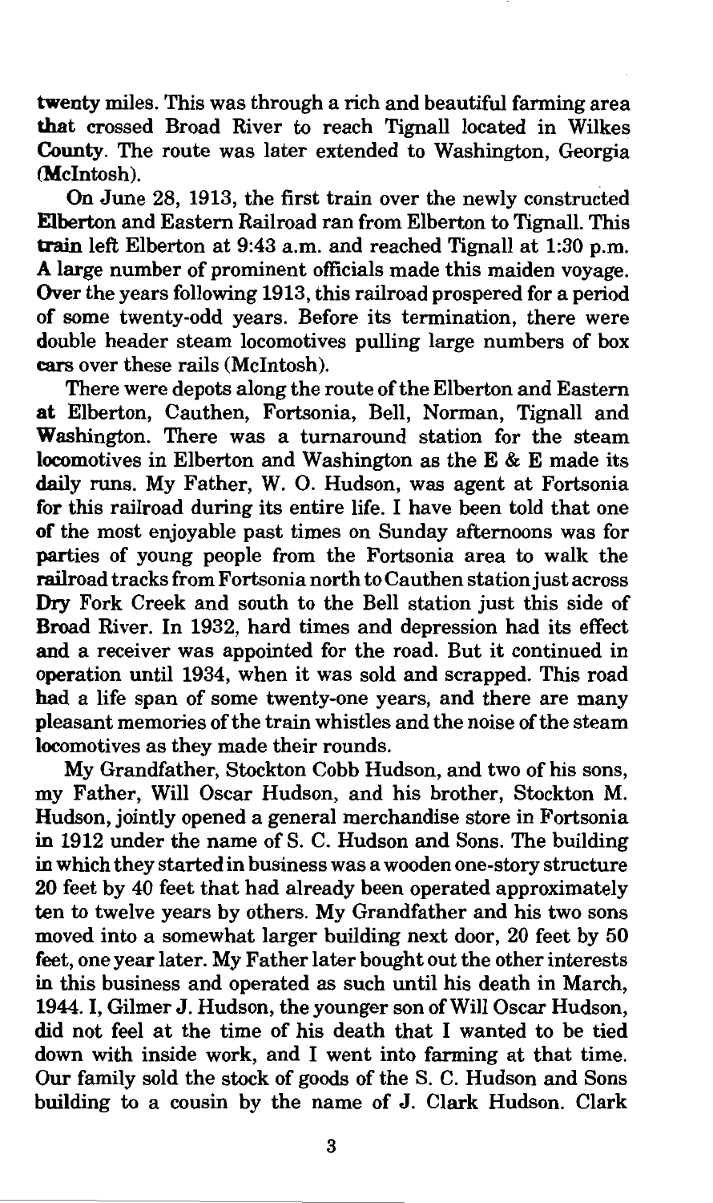twenty miles. This was through a rich and beautiful farming area that crossed Broad River to reach Tignall located in Wilkes County. The route was later extended to Washington, Georgia (McIntosh).

On June 28, 1913, the first train over the newly constructed Elberton and Eastern Railroad ran from Elberton to Tignall. This train left Elberton at 9:43 a.m. and reached Tignall at 1:30 p.m. A large number of prominent officials made this maiden voyage. Over the years following 1913, this railroad prospered for a period of some twenty-odd years. Before its termination, there were double header steam locomotives pulling large numbers of box cars over these rails (McIntosh).

There were depots along the route of the Elberton and Eastern at Elberton, Cauthen, Fortsonia, Bell, Norman, Tignall and Washington. There was a turnaround station for the steam locomotives in Elberton and Washington as the E & E made its daily runs. My Father, W. O. Hudson, was agent at Fortsonia for this railroad during its entire life. I have been told that one of the most enjoyable past times on Sunday afternoons was for parties of young people from the Fortsonia area to walk the railroad tracks from Fortsonia north to Cauthen station just across Dry Fork Creek and south to the Bell station just this side of Broad River. In 1932, hard times and depression had its effect and a receiver was appointed for the road. But it continued in operation until 1934, when it was sold and scrapped. This road had a life span of some twenty-one years, and there are many pleasant memories of the train whistles and the noise of the steam locomotives as they made their rounds.

My Grandfather, Stockton Cobb Hudson, and two of his sons, my Father, Will Oscar Hudson, and his brother, Stockton M. Hudson, jointly opened a general merchandise store in Fortsonia in 1912 under the name of S. C. Hudson and Sons. The building in which they started in business was a wooden one-story structure 20 feet by 40 feet that had already been operated approximately ten to twelve years by others. My Grandfather and his two sons moved into a somewhat larger building next door, 20 feet by 50 feet, one year later. My Father later bought out the other interests in this business and operated as such until his death in March, 1944. I, Gilmer J. Hudson, the younger son of Will Oscar Hudson, did not feel at the time of his death that I wanted to be tied down with inside work, and I went into farming at that time. Our family sold the stock of goods of the S. C. Hudson and Sons building to a cousin by the name of J. Clark Hudson. Clark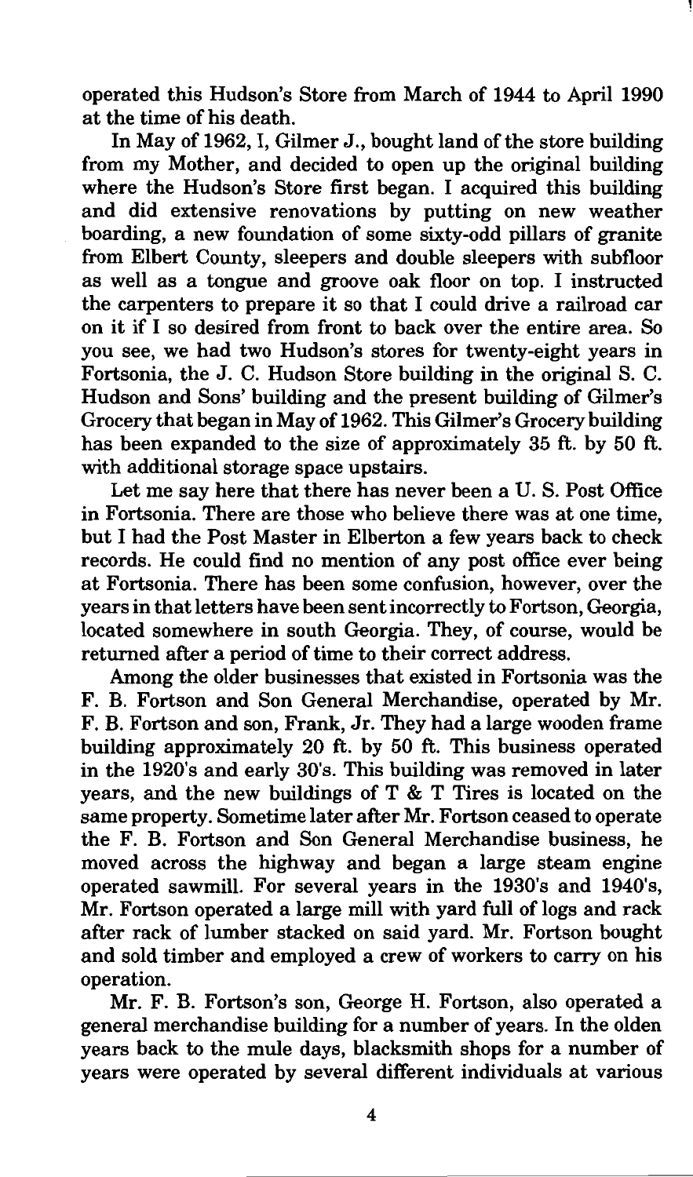operated this Hudson's Store from March of 1944 to April 1990 at the time of his death.

In May of 1962, I, Gilmer J., bought land of the store building from my Mother, and decided to open up the original building where the Hudson's Store first began. I acquired this building and did extensive renovations by putting on new weather boarding, a new foundation of some sixty-odd pillars of granite from Elbert County, sleepers and double sleepers with subfloor as well as a tongue and groove oak floor on top. I instructed the carpenters to prepare it so that I could drive a railroad car on it if I so desired from front to back over the entire area. So you see, we had two Hudson's stores for twenty-eight years in Fortsonia, the J. C. Hudson Store building in the original S. C. Hudson and Sons' building and the present building of Gilmer's Grocery that began in May of 1962. This Gilmer's Grocery building has been expanded to the size of approximately 35 ft. by 50 ft. with additional storage space upstairs.

Let me say here that there has never been a U. S. Post Office in Fortsonia. There are those who believe there was at one time, but I had the Post Master in Elberton a few years back to check records. He could find no mention of any post office ever being at Fortsonia. There has been some confusion, however, over the years in that letters have been sent incorrectly to Fortson, Georgia, located somewhere in south Georgia. They, of course, would be returned after a period of time to their correct address.

Among the older businesses that existed in Fortsonia was the F. B. Fortson and Son General Merchandise, operated by Mr. F. B. Fortson and son, Frank, Jr. They had a large wooden frame building approximately 20 ft. by 50 ft. This business operated in the 1920's and early 30's. This building was removed in later years, and the new buildings of T & T Tires is located on the same property. Sometime later after Mr. Fortson ceased to operate the F. B. Fortson and Son General Merchandise business, he moved across the highway and began a large steam engine operated sawmill. For several years in the 1930's and 1940's, Mr. Fortson operated a large mill with yard full of logs and rack after rack of lumber stacked on said yard. Mr. Fortson bought and sold timber and employed a crew of workers to carry on his operation.

Mr. F. B. Fortson's son, George H. Fortson, also operated a general merchandise building for a number of years. In the olden years back to the mule days, blacksmith shops for a number of years were operated by several different individuals at various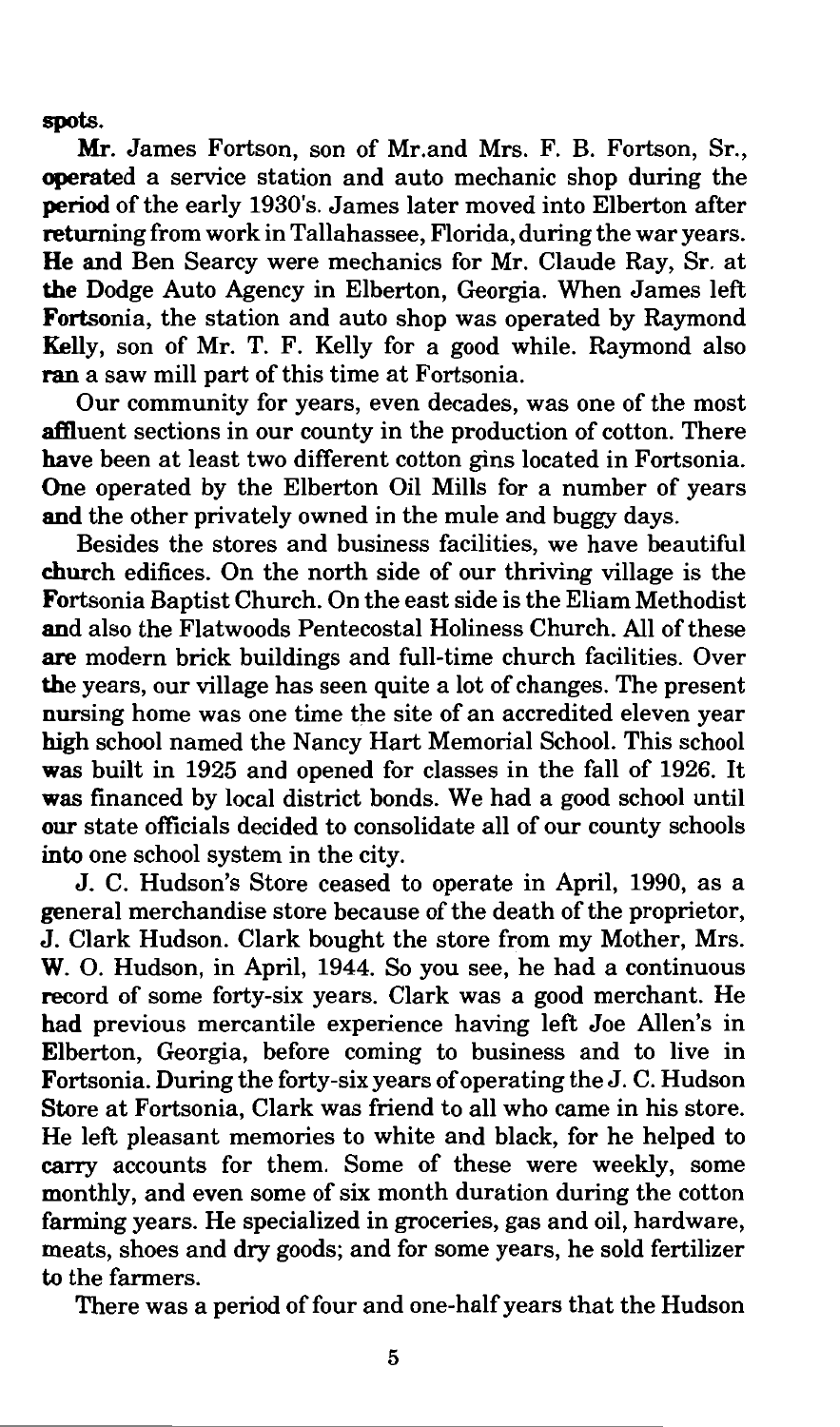spots.

Mr. James Fortson, son of Mr.and Mrs. F. B. Fortson, Sr., operated a service station and auto mechanic shop during the period of the early 1930's. James later moved into Elberton after returning from work in Tallahassee, Florida, during the war years. He and Ben Searcy were mechanics for Mr. Claude Ray, Sr. at the Dodge Auto Agency in Elberton, Georgia. When James left Fortsonia, the station and auto shop was operated by Raymond Kelly, son of Mr. T. F. Kelly for a good while. Raymond also ran a saw mill part of this time at Fortsonia.

Our community for years, even decades, was one of the most affluent sections in our county in the production of cotton. There have been at least two different cotton gins located in Fortsonia. One operated by the Elberton Oil Mills for a number of years and the other privately owned in the mule and buggy days.

Besides the stores and business facilities, we have beautiful church edifices. On the north side of our thriving village is the Fortsonia Baptist Church. On the east side is the Eliam Methodist and also the Flatwoods Pentecostal Holiness Church. All of these are modern brick buildings and full-time church facilities. Over the years, our village has seen quite a lot of changes. The present nursing home was one time the site of an accredited eleven year high school named the Nancy Hart Memorial School. This school was built in 1925 and opened for classes in the fall of 1926. It was financed by local district bonds. We had a good school until our state officials decided to consolidate all of our county schools into one school system in the city.

J. C. Hudson's Store ceased to operate in April, 1990, as a general merchandise store because of the death of the proprietor, J. Clark Hudson. Clark bought the store from my Mother, Mrs. W. O. Hudson, in April, 1944. So you see, he had a continuous record of some forty-six years. Clark was a good merchant. He had previous mercantile experience having left Joe Allen's in Elberton, Georgia, before coming to business and to live in Fortsonia. During the forty-six years of operating the J. C. Hudson Store at Fortsonia, Clark was friend to all who came in his store. He left pleasant memories to white and black, for he helped to carry accounts for them. Some of these were weekly, some monthly, and even some of six month duration during the cotton farming years. He specialized in groceries, gas and oil, hardware, meats, shoes and dry goods; and for some years, he sold fertilizer to the farmers.

There was a period of four and one-half years that the Hudson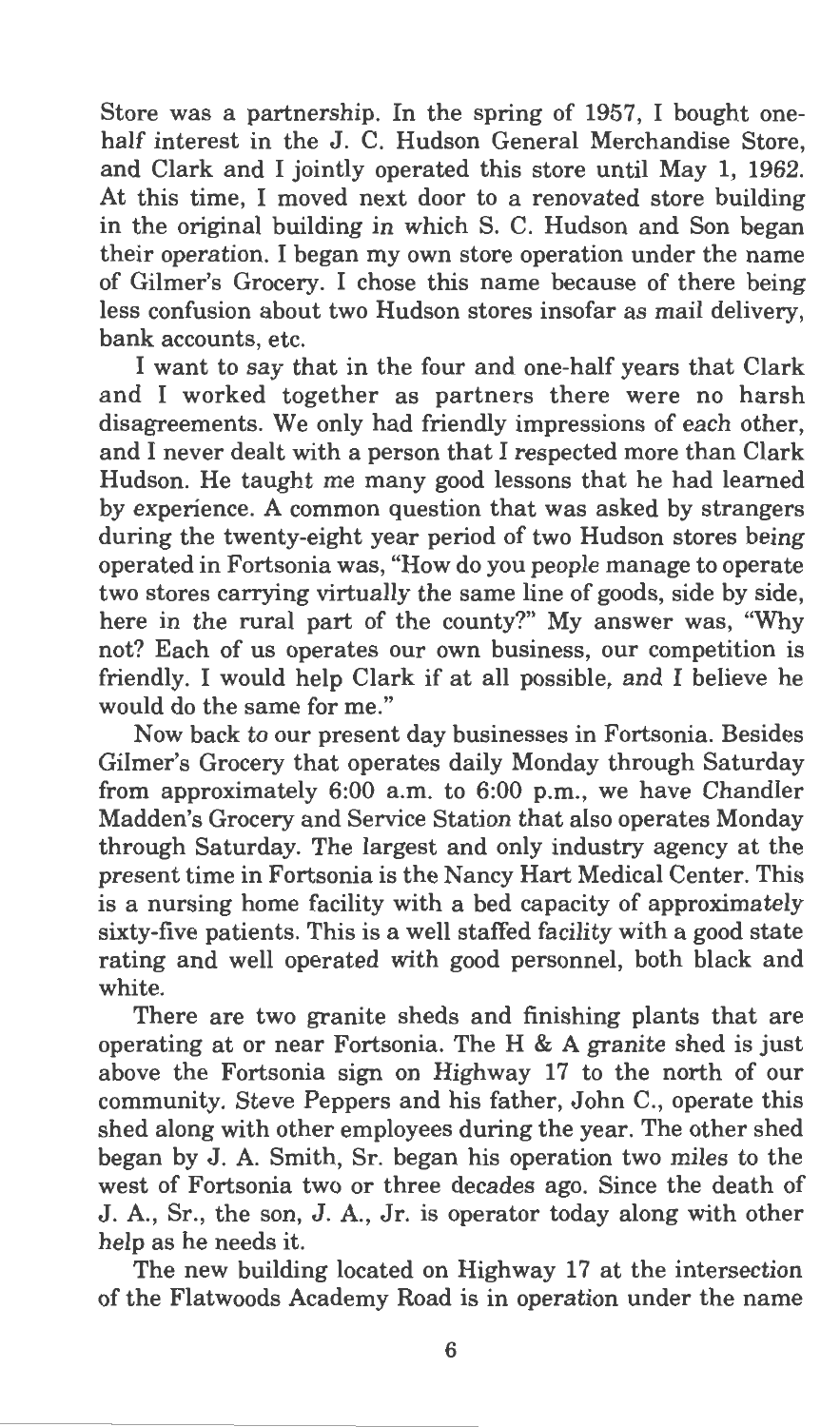Store was a partnership. In the spring of 1957, I bought one-half interest in the J. C. Hudson General Merchandise Store, and Clark and I jointly operated this store until May 1, 1962. At this time, I moved next door to a renovated store building in the original building in which S. C. Hudson and Son began their operation. I began my own store operation under the name of Gilmer's Grocery. I chose this name because of there being less confusion about two Hudson stores insofar as mail delivery, bank accounts, etc.

I want to say that in the four and one-half years that Clark and I worked together as partners there were no harsh disagreements. We only had friendly impressions of each other, and I never dealt with a person that I respected more than Clark Hudson. He taught me many good lessons that he had learned by experience. A common question that was asked by strangers during the twenty-eight year period of two Hudson stores being operated in Fortsonia was, "How do you people manage to operate two stores carrying virtually the same line of goods, side by side, here in the rural part of the county?" My answer was, "Why not? Each of us operates our own business, our competition is friendly. I would help Clark if at all possible, and I believe he would do the same for me."

Now back to our present day businesses in Fortsonia. Besides Gilmer's Grocery that operates daily Monday through Saturday from approximately 6:00 a.m. to 6:00 p.m., we have Chandler Madden's Grocery and Service Station that also operates Monday through Saturday. The largest and only industry agency at the present time in Fortsonia is the Nancy Hart Medical Center. This is a nursing home facility with a bed capacity of approximately sixty-five patients. This is a well staffed facility with a good state rating and well operated with good personnel, both black and white.

There are two granite sheds and finishing plants that are operating at or near Fortsonia. The H & A granite shed is just above the Fortsonia sign on Highway 17 to the north of our community. Steve Peppers and his father, John C., operate this shed along with other employees during the year. The other shed began by J. A. Smith, Sr. began his operation two miles to the west of Fortsonia two or three decades ago. Since the death of J. A., Sr., the son, J. A., Jr. is operator today along with other help as he needs it.

The new building located on Highway 17 at the intersection of the Flatwoods Academy Road is in operation under the name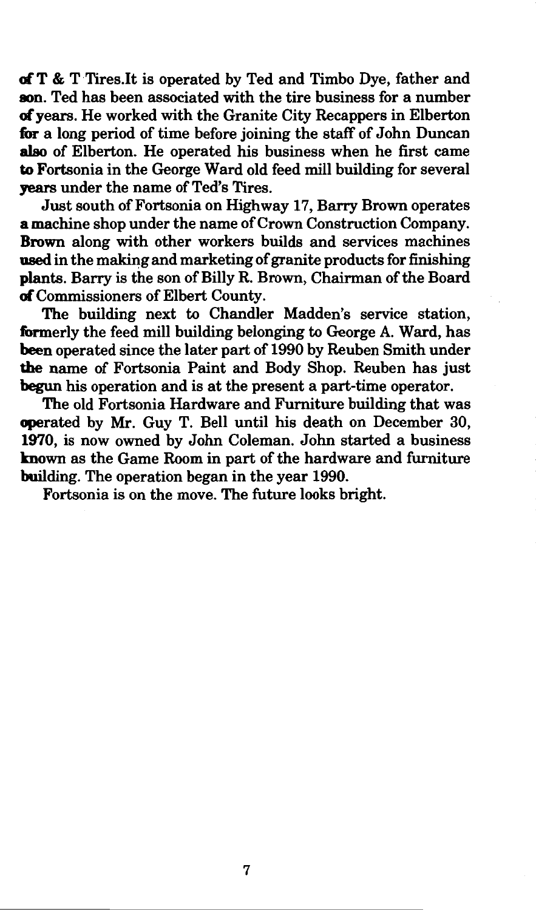of T & T Tires.It is operated by Ted and Timbo Dye, father and son. Ted has been associated with the tire business for a number of years. He worked with the Granite City Recappers in Elberton for a long period of time before joining the staff of John Duncan also of Elberton. He operated his business when he first came to Fortsonia in the George Ward old feed mill building for several years under the name of Ted's Tires.

Just south of Fortsonia on Highway 17, Barry Brown operates a machine shop under the name of Crown Construction Company. Brown along with other workers builds and services machines used in the making and marketing of granite products for finishing plants. Barry is the son of Billy R. Brown, Chairman of the Board of Commissioners of Elbert County.

The building next to Chandler Madden's service station, formerly the feed mill building belonging to George A. Ward, has been operated since the later part of 1990 by Reuben Smith under the name of Fortsonia Paint and Body Shop. Reuben has just begun his operation and is at the present a part-time operator.

The old Fortsonia Hardware and Furniture building that was operated by Mr. Guy T. Bell until his death on December 30, 1970, is now owned by John Coleman. John started a business known as the Game Room in part of the hardware and furniture building. The operation began in the year 1990.

Fortsonia is on the move. The future looks bright.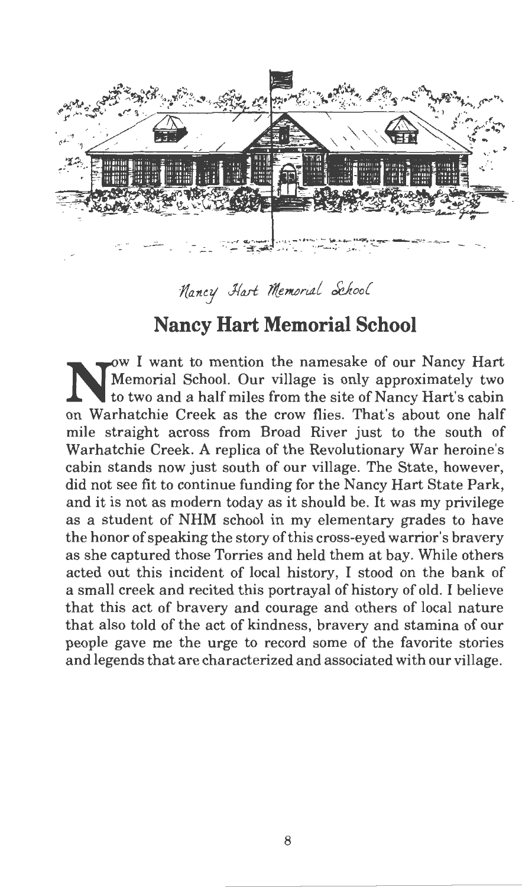*Nancy Hart Memorial School*

## Nancy Hart Memorial School

Now I want to mention the namesake of our Nancy Hart Memorial School. Our village is only approximately two to two and a half miles from the site of Nancy Hart's cabin on Warhatchie Creek as the crow flies. That's about one half mile straight across from Broad River just to the south of Warhatchie Creek. A replica of the Revolutionary War heroine's cabin stands now just south of our village. The State, however, did not see fit to continue funding for the Nancy Hart State Park, and it is not as modern today as it should be. It was my privilege as a student of NHM school in my elementary grades to have the honor of speaking the story of this cross-eyed warrior's bravery as she captured those Torries and held them at bay. While others acted out this incident of local history, I stood on the bank of a small creek and recited this portrayal of history of old. I believe that this act of bravery and courage and others of local nature that also told of the act of kindness, bravery and stamina of our people gave me the urge to record some of the favorite stories and legends that are characterized and associated with our village.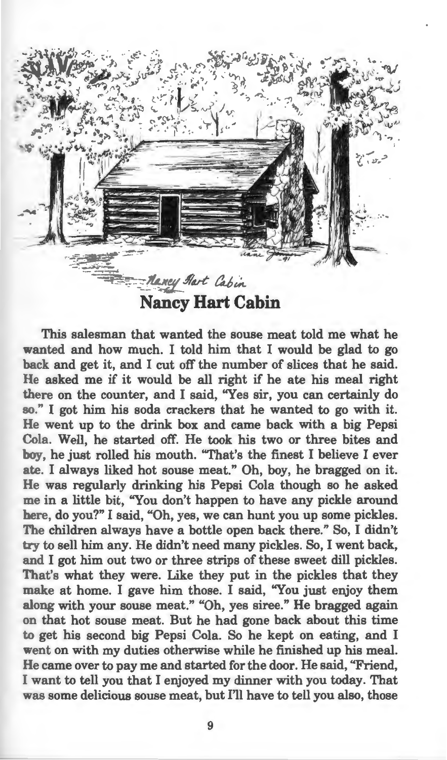## Nancy Hart Cabin

This salesman that wanted the souse meat told me what he wanted and how much. I told him that I would be glad to go back and get it, and I cut off the number of slices that he said. He asked me if it would be all right if he ate his meal right there on the counter, and I said, "Yes sir, you can certainly do so." I got him his soda crackers that he wanted to go with it. He went up to the drink box and came back with a big Pepsi Cola. Well, he started off. He took his two or three bites and boy, he just rolled his mouth. "That's the finest I believe I ever ate. I always liked hot souse meat." Oh, boy, he bragged on it. He was regularly drinking his Pepsi Cola though so he asked me in a little bit, "You don't happen to have any pickle around here, do you?" I said, "Oh, yes, we can hunt you up some pickles. The children always have a bottle open back there." So, I didn't try to sell him any. He didn't need many pickles. So, I went back, and I got him out two or three strips of these sweet dill pickles. That's what they were. Like they put in the pickles that they make at home. I gave him those. I said, "You just enjoy them along with your souse meat." "Oh, yes siree." He bragged again on that hot souse meat. But he had gone back about this time to get his second big Pepsi Cola. So he kept on eating, and I went on with my duties otherwise while he finished up his meal. He came over to pay me and started for the door. He said, "Friend, I want to tell you that I enjoyed my dinner with you today. That was some delicious souse meat, but I'll have to tell you also, those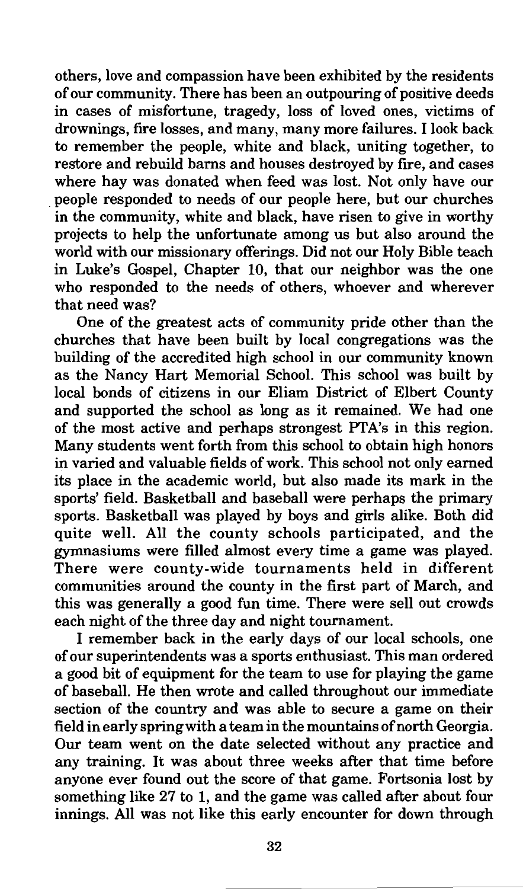others, love and compassion have been exhibited by the residents of our community. There has been an outpouring of positive deeds in cases of misfortune, tragedy, loss of loved ones, victims of drownings, fire losses, and many, many more failures. I look back to remember the people, white and black, uniting together, to restore and rebuild barns and houses destroyed by fire, and cases where hay was donated when feed was lost. Not only have our people responded to needs of our people here, but our churches in the community, white and black, have risen to give in worthy projects to help the unfortunate among us but also around the world with our missionary offerings. Did not our Holy Bible teach in Luke's Gospel, Chapter 10, that our neighbor was the one who responded to the needs of others, whoever and wherever that need was?

One of the greatest acts of community pride other than the churches that have been built by local congregations was the building of the accredited high school in our community known as the Nancy Hart Memorial School. This school was built by local bonds of citizens in our Eliam District of Elbert County and supported the school as long as it remained. We had one of the most active and perhaps strongest PTA's in this region. Many students went forth from this school to obtain high honors in varied and valuable fields of work. This school not only earned its place in the academic world, but also made its mark in the sports' field. Basketball and baseball were perhaps the primary sports. Basketball was played by boys and girls alike. Both did quite well. All the county schools participated, and the gymnasiums were filled almost every time a game was played. There were county-wide tournaments held in different communities around the county in the first part of March, and this was generally a good fun time. There were sell out crowds each night of the three day and night tournament.

I remember back in the early days of our local schools, one of our superintendents was a sports enthusiast. This man ordered a good bit of equipment for the team to use for playing the game of baseball. He then wrote and called throughout our immediate section of the country and was able to secure a game on their field in early spring with a team in the mountains of north Georgia. Our team went on the date selected without any practice and any training. It was about three weeks after that time before anyone ever found out the score of that game. Fortsonia lost by something like 27 to 1, and the game was called after about four innings. All was not like this early encounter for down through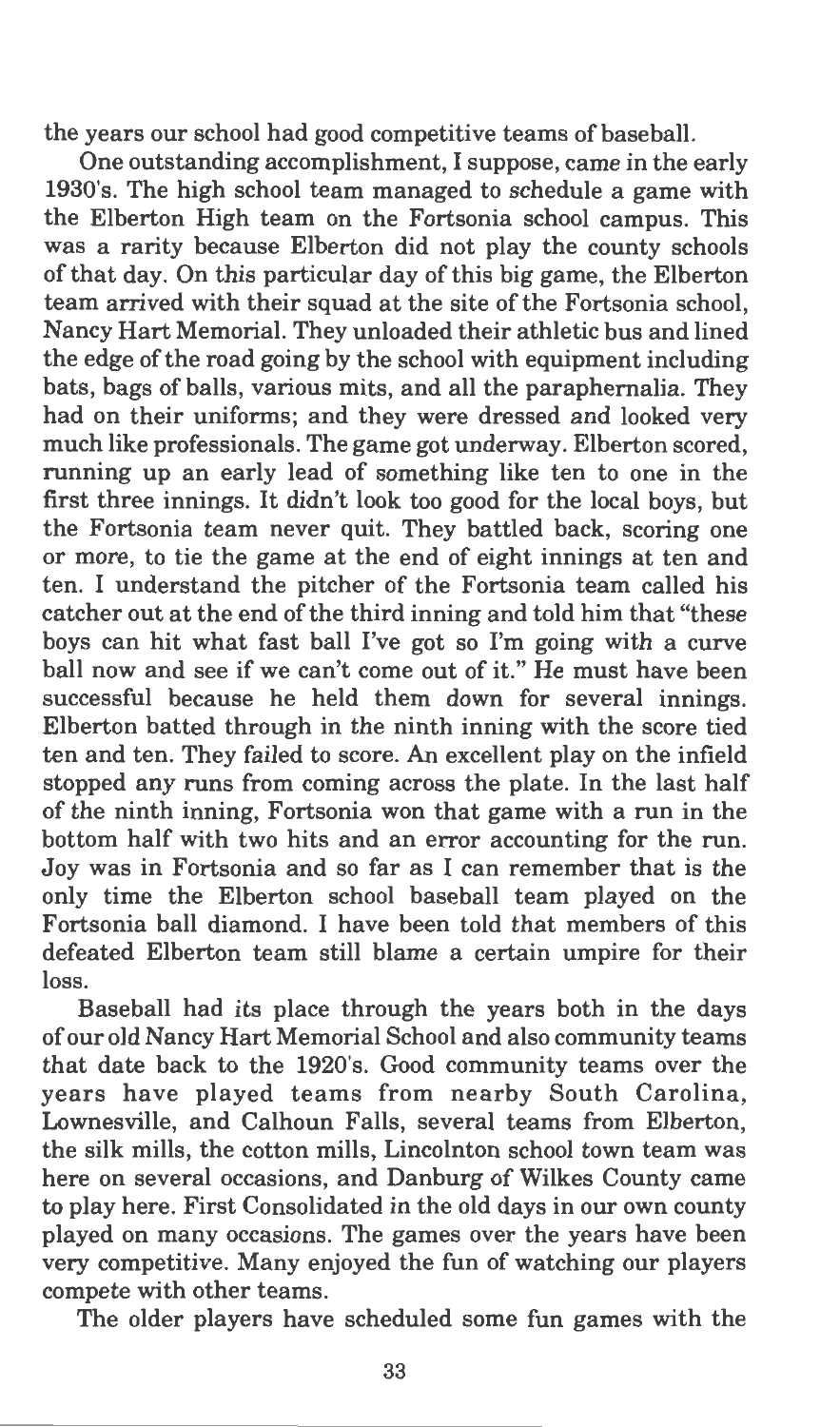the years our school had good competitive teams of baseball.

One outstanding accomplishment, I suppose, came in the early 1930's. The high school team managed to schedule a game with the Elberton High team on the Fortsonia school campus. This was a rarity because Elberton did not play the county schools of that day. On this particular day of this big game, the Elberton team arrived with their squad at the site of the Fortsonia school, Nancy Hart Memorial. They unloaded their athletic bus and lined the edge of the road going by the school with equipment including bats, bags of balls, various mits, and all the paraphernalia. They had on their uniforms; and they were dressed and looked very much like professionals. The game got underway. Elberton scored, running up an early lead of something like ten to one in the first three innings. It didn't look too good for the local boys, but the Fortsonia team never quit. They battled back, scoring one or more, to tie the game at the end of eight innings at ten and ten. I understand the pitcher of the Fortsonia team called his catcher out at the end of the third inning and told him that "these boys can hit what fast ball I've got so I'm going with a curve ball now and see if we can't come out of it." He must have been successful because he held them down for several innings. Elberton batted through in the ninth inning with the score tied ten and ten. They failed to score. An excellent play on the infield stopped any runs from coming across the plate. In the last half of the ninth inning, Fortsonia won that game with a run in the bottom half with two hits and an error accounting for the run. Joy was in Fortsonia and so far as I can remember that is the only time the Elberton school baseball team played on the Fortsonia ball diamond. I have been told that members of this defeated Elberton team still blame a certain umpire for their loss.

Baseball had its place through the years both in the days of our old Nancy Hart Memorial School and also community teams that date back to the 1920's. Good community teams over the years have played teams from nearby South Carolina, Lownesville, and Calhoun Falls, several teams from Elberton, the silk mills, the cotton mills, Lincolnton school town team was here on several occasions, and Danburg of Wilkes County came to play here. First Consolidated in the old days in our own county played on many occasions. The games over the years have been very competitive. Many enjoyed the fun of watching our players compete with other teams.

The older players have scheduled some fun games with the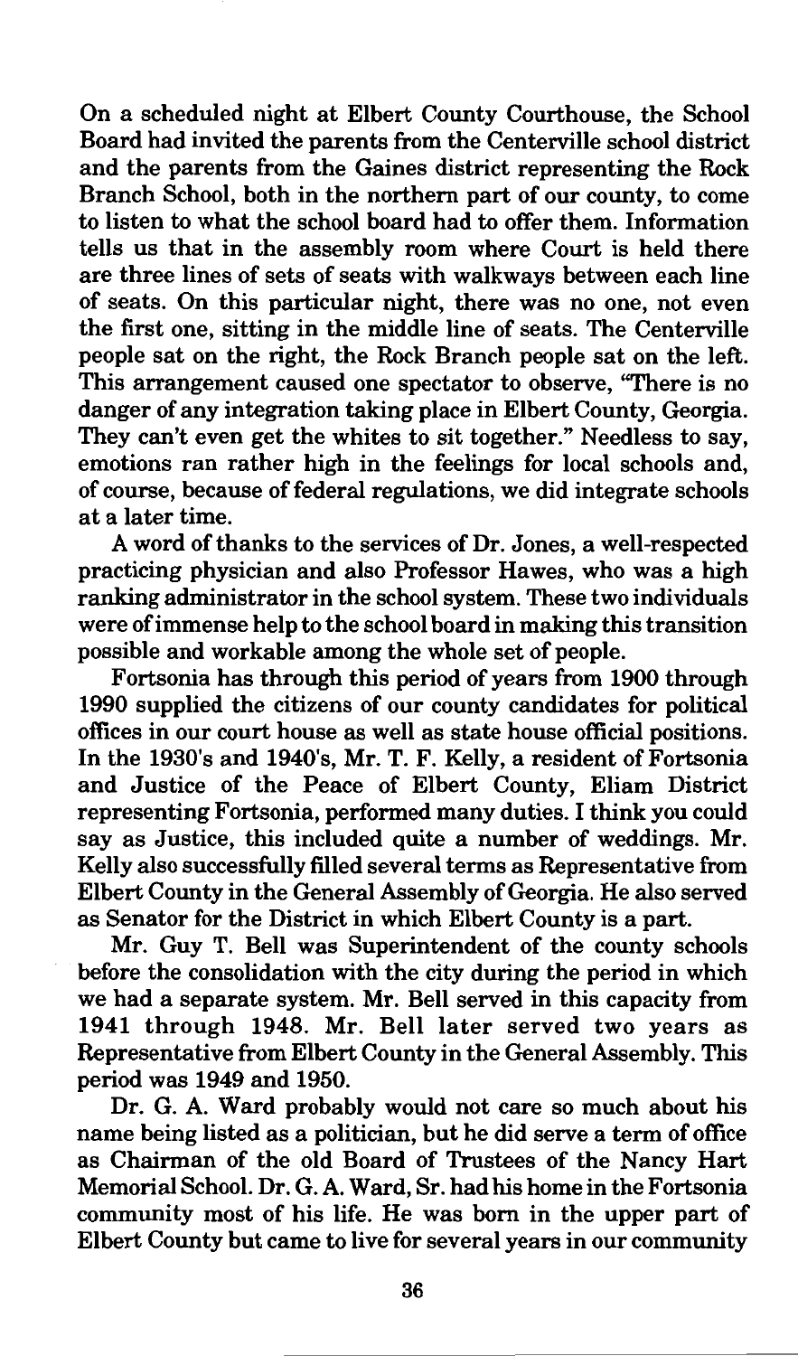On a scheduled night at Elbert County Courthouse, the School Board had invited the parents from the Centerville school district and the parents from the Gaines district representing the Rock Branch School, both in the northern part of our county, to come to listen to what the school board had to offer them. Information tells us that in the assembly room where Court is held there are three lines of sets of seats with walkways between each line of seats. On this particular night, there was no one, not even the first one, sitting in the middle line of seats. The Centerville people sat on the right, the Rock Branch people sat on the left. This arrangement caused one spectator to observe, "There is no danger of any integration taking place in Elbert County, Georgia. They can't even get the whites to sit together." Needless to say, emotions ran rather high in the feelings for local schools and, of course, because of federal regulations, we did integrate schools at a later time.

A word of thanks to the services of Dr. Jones, a well-respected practicing physician and also Professor Hawes, who was a high ranking administrator in the school system. These two individuals were of immense help to the school board in making this transition possible and workable among the whole set of people.

Fortsonia has through this period of years from 1900 through 1990 supplied the citizens of our county candidates for political offices in our court house as well as state house official positions. In the 1930's and 1940's, Mr. T. F. Kelly, a resident of Fortsonia and Justice of the Peace of Elbert County, Eliam District representing Fortsonia, performed many duties. I think you could say as Justice, this included quite a number of weddings. Mr. Kelly also successfully filled several terms as Representative from Elbert County in the General Assembly of Georgia. He also served as Senator for the District in which Elbert County is a part.

Mr. Guy T. Bell was Superintendent of the county schools before the consolidation with the city during the period in which we had a separate system. Mr. Bell served in this capacity from 1941 through 1948. Mr. Bell later served two years as Representative from Elbert County in the General Assembly. This period was 1949 and 1950.

Dr. G. A. Ward probably would not care so much about his name being listed as a politician, but he did serve a term of office as Chairman of the old Board of Trustees of the Nancy Hart Memorial School. Dr. G. A. Ward, Sr. had his home in the Fortsonia community most of his life. He was born in the upper part of Elbert County but came to live for several years in our community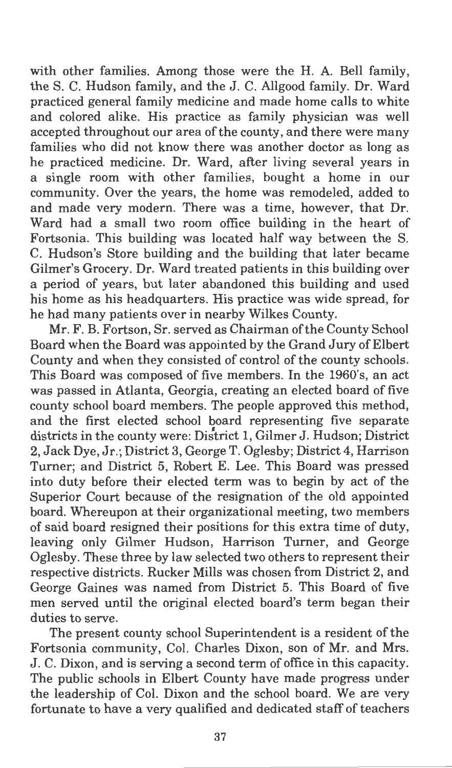with other families. Among those were the H. A. Bell family, the S. C. Hudson family, and the J. C. Allgood family. Dr. Ward practiced general family medicine and made home calls to white and colored alike. His practice as family physician was well accepted throughout our area of the county, and there were many families who did not know there was another doctor as long as he practiced medicine. Dr. Ward, after living several years in a single room with other families, bought a home in our community. Over the years, the home was remodeled, added to and made very modern. There was a time, however, that Dr. Ward had a small two room office building in the heart of Fortsonia. This building was located half way between the S. C. Hudson's Store building and the building that later became Gilmer's Grocery. Dr. Ward treated patients in this building over a period of years, but later abandoned this building and used his home as his headquarters. His practice was wide spread, for he had many patients over in nearby Wilkes County.

Mr. F. B. Fortson, Sr. served as Chairman of the County School Board when the Board was appointed by the Grand Jury of Elbert County and when they consisted of control of the county schools. This Board was composed of five members. In the 1960's, an act was passed in Atlanta, Georgia, creating an elected board of five county school board members. The people approved this method, and the first elected school board representing five separate districts in the county were: District 1, Gilmer J. Hudson; District 2, Jack Dye, Jr.; District 3, George T. Oglesby; District 4, Harrison Turner; and District 5, Robert E. Lee. This Board was pressed into duty before their elected term was to begin by act of the Superior Court because of the resignation of the old appointed board. Whereupon at their organizational meeting, two members of said board resigned their positions for this extra time of duty, leaving only Gilmer Hudson, Harrison Turner, and George Oglesby. These three by law selected two others to represent their respective districts. Rucker Mills was chosen from District 2, and George Gaines was named from District 5. This Board of five men served until the original elected board's term began their duties to serve.

The present county school Superintendent is a resident of the Fortsonia community, Col. Charles Dixon, son of Mr. and Mrs. J. C. Dixon, and is serving a second term of office in this capacity. The public schools in Elbert County have made progress under the leadership of Col. Dixon and the school board. We are very fortunate to have a very qualified and dedicated staff of teachers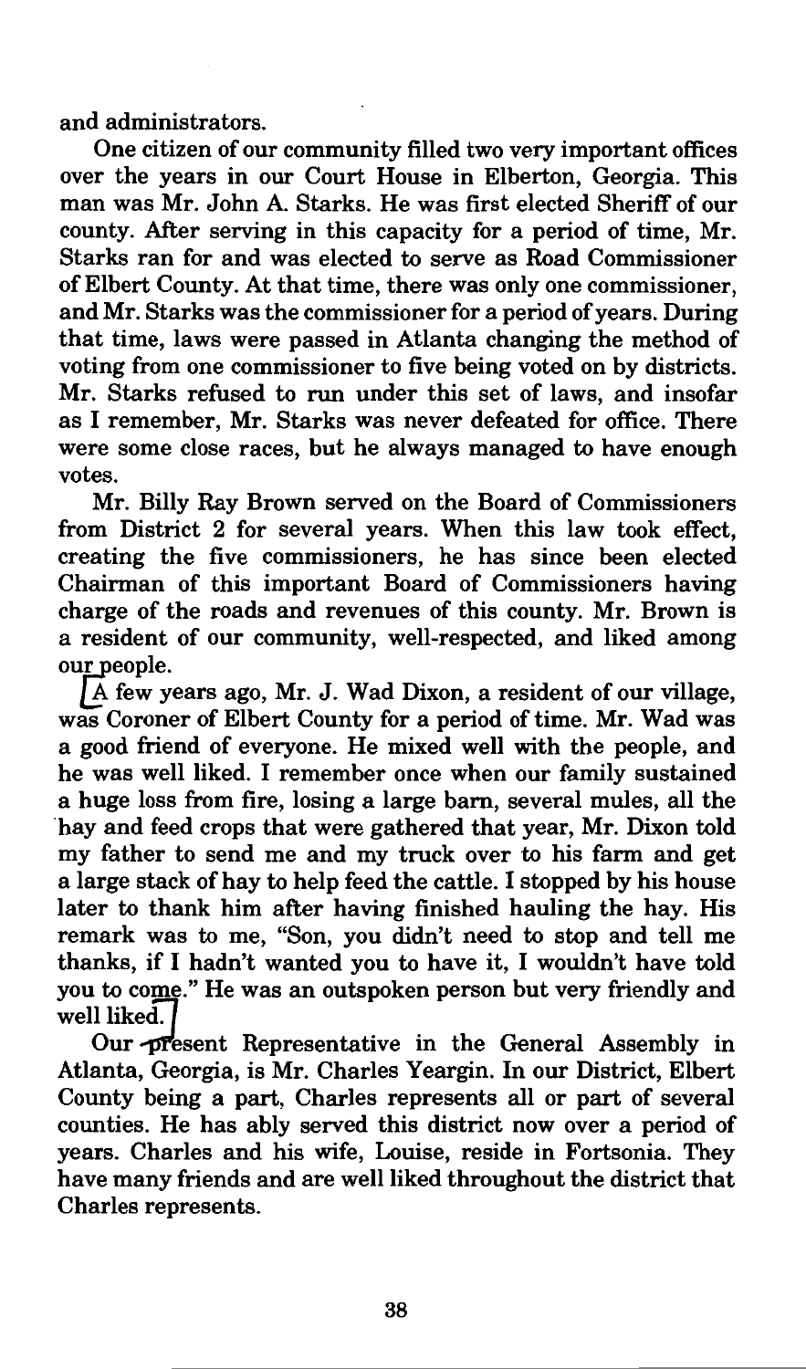and administrators.

One citizen of our community filled two very important offices over the years in our Court House in Elberton, Georgia. This man was Mr. John A. Starks. He was first elected Sheriff of our county. After serving in this capacity for a period of time, Mr. Starks ran for and was elected to serve as Road Commissioner of Elbert County. At that time, there was only one commissioner, and Mr. Starks was the commissioner for a period of years. During that time, laws were passed in Atlanta changing the method of voting from one commissioner to five being voted on by districts. Mr. Starks refused to run under this set of laws, and insofar as I remember, Mr. Starks was never defeated for office. There were some close races, but he always managed to have enough votes.

Mr. Billy Ray Brown served on the Board of Commissioners from District 2 for several years. When this law took effect, creating the five commissioners, he has since been elected Chairman of this important Board of Commissioners having charge of the roads and revenues of this county. Mr. Brown is a resident of our community, well-respected, and liked among our people.

A few years ago, Mr. J. Wad Dixon, a resident of our village, was Coroner of Elbert County for a period of time. Mr. Wad was a good friend of everyone. He mixed well with the people, and he was well liked. I remember once when our family sustained a huge loss from fire, losing a large barn, several mules, all the hay and feed crops that were gathered that year, Mr. Dixon told my father to send me and my truck over to his farm and get a large stack of hay to help feed the cattle. I stopped by his house later to thank him after having finished hauling the hay. His remark was to me, "Son, you didn't need to stop and tell me thanks, if I hadn't wanted you to have it, I wouldn't have told you to come." He was an outspoken person but very friendly and well liked.

Our present Representative in the General Assembly in Atlanta, Georgia, is Mr. Charles Yeargin. In our District, Elbert County being a part, Charles represents all or part of several counties. He has ably served this district now over a period of years. Charles and his wife, Louise, reside in Fortsonia. They have many friends and are well liked throughout the district that Charles represents.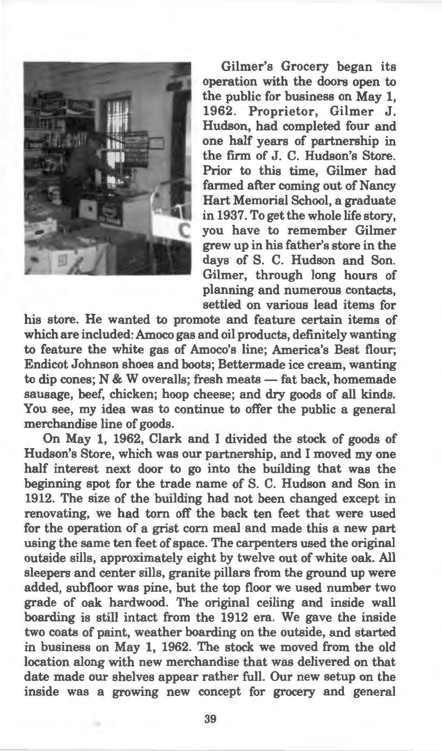Gilmer's Grocery began its operation with the doors open to the public for business on May 1, 1962. Proprietor, Gilmer J. Hudson, had completed four and one half years of partnership in the firm of J. C. Hudson's Store. Prior to this time, Gilmer had farmed after coming out of Nancy Hart Memorial School, a graduate in 1937. To get the whole life story, you have to remember Gilmer grew up in his father's store in the days of S. C. Hudson and Son. Gilmer, through long hours of planning and numerous contacts, settled on various lead items for his store. He wanted to promote and feature certain items of which are included: Amoco gas and oil products, definitely wanting to feature the white gas of Amoco's line; America's Best flour; Endicot Johnson shoes and boots; Bettermade ice cream, wanting to dip cones; N & W overalls; fresh meats — fat back, homemade sausage, beef, chicken; hoop cheese; and dry goods of all kinds. You see, my idea was to continue to offer the public a general merchandise line of goods.

On May 1, 1962, Clark and I divided the stock of goods of Hudson's Store, which was our partnership, and I moved my one half interest next door to go into the building that was the beginning spot for the trade name of S. C. Hudson and Son in 1912. The size of the building had not been changed except in renovating, we had torn off the back ten feet that were used for the operation of a grist corn meal and made this a new part using the same ten feet of space. The carpenters used the original outside sills, approximately eight by twelve out of white oak. All sleepers and center sills, granite pillars from the ground up were added, subfloor was pine, but the top floor we used number two grade of oak hardwood. The original ceiling and inside wall boarding is still intact from the 1912 era. We gave the inside two coats of paint, weather boarding on the outside, and started in business on May 1, 1962. The stock we moved from the old location along with new merchandise that was delivered on that date made our shelves appear rather full. Our new setup on the inside was a growing new concept for grocery and general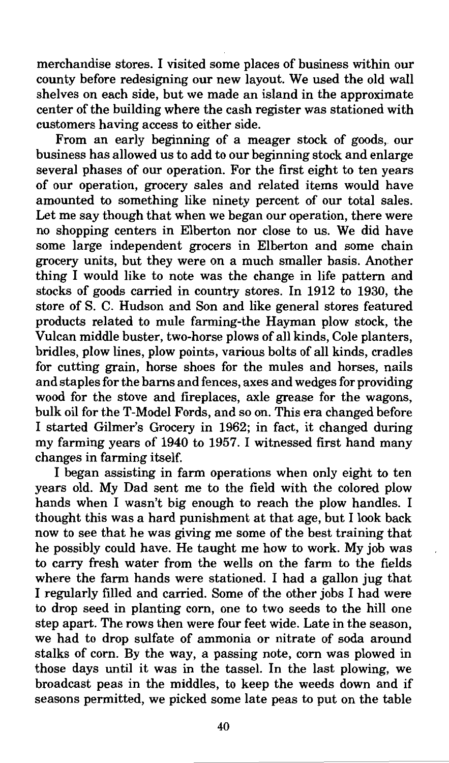merchandise stores. I visited some places of business within our county before redesigning our new layout. We used the old wall shelves on each side, but we made an island in the approximate center of the building where the cash register was stationed with customers having access to either side.

From an early beginning of a meager stock of goods, our business has allowed us to add to our beginning stock and enlarge several phases of our operation. For the first eight to ten years of our operation, grocery sales and related items would have amounted to something like ninety percent of our total sales. Let me say though that when we began our operation, there were no shopping centers in Elberton nor close to us. We did have some large independent grocers in Elberton and some chain grocery units, but they were on a much smaller basis. Another thing I would like to note was the change in life pattern and stocks of goods carried in country stores. In 1912 to 1930, the store of S. C. Hudson and Son and like general stores featured products related to mule farming-the Hayman plow stock, the Vulcan middle buster, two-horse plows of all kinds, Cole planters, bridles, plow lines, plow points, various bolts of all kinds, cradles for cutting grain, horse shoes for the mules and horses, nails and staples for the barns and fences, axes and wedges for providing wood for the stove and fireplaces, axle grease for the wagons, bulk oil for the T-Model Fords, and so on. This era changed before I started Gilmer's Grocery in 1962; in fact, it changed during my farming years of 1940 to 1957. I witnessed first hand many changes in farming itself.

I began assisting in farm operations when only eight to ten years old. My Dad sent me to the field with the colored plow hands when I wasn't big enough to reach the plow handles. I thought this was a hard punishment at that age, but I look back now to see that he was giving me some of the best training that he possibly could have. He taught me how to work. My job was to carry fresh water from the wells on the farm to the fields where the farm hands were stationed. I had a gallon jug that I regularly filled and carried. Some of the other jobs I had were to drop seed in planting corn, one to two seeds to the hill one step apart. The rows then were four feet wide. Late in the season, we had to drop sulfate of ammonia or nitrate of soda around stalks of corn. By the way, a passing note, corn was plowed in those days until it was in the tassel. In the last plowing, we broadcast peas in the middles, to keep the weeds down and if seasons permitted, we picked some late peas to put on the table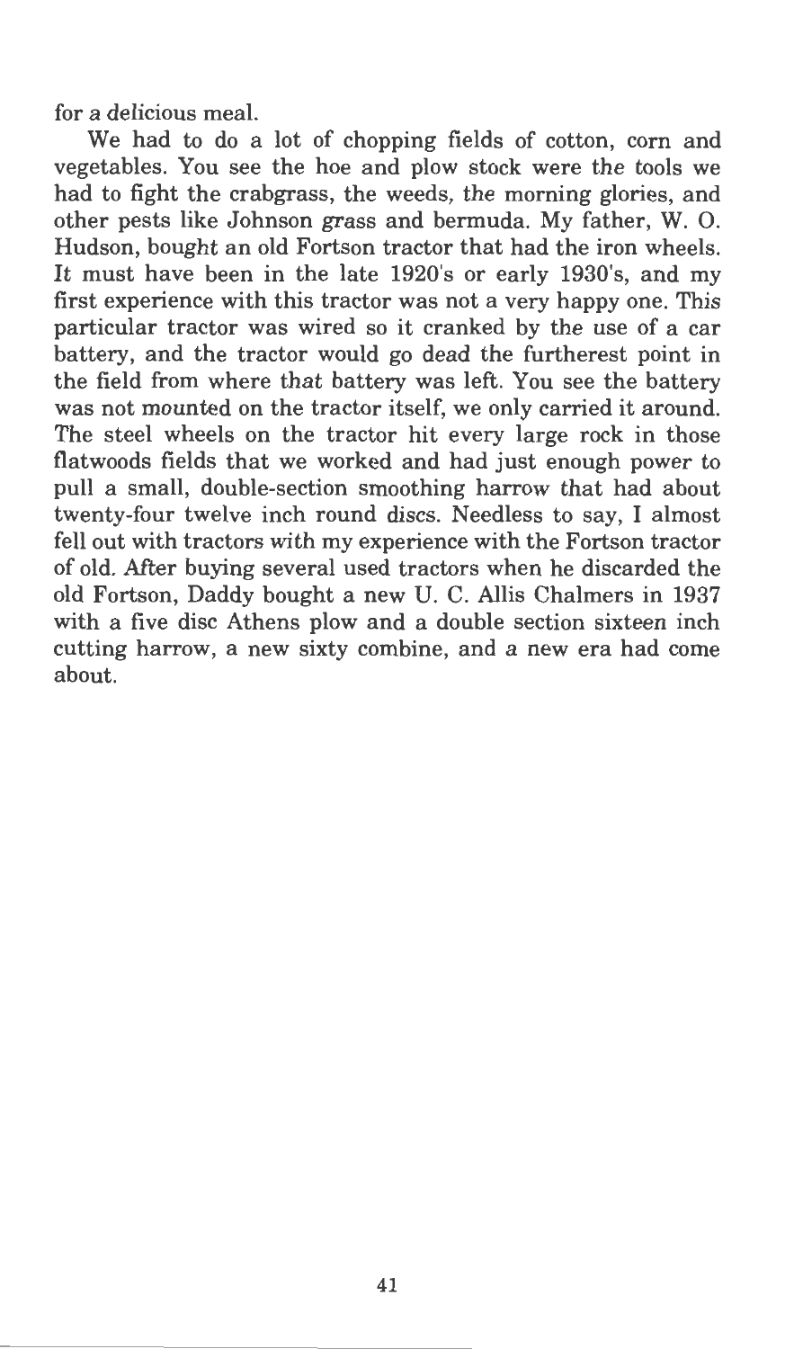for a delicious meal.

We had to do a lot of chopping fields of cotton, corn and vegetables. You see the hoe and plow stock were the tools we had to fight the crabgrass, the weeds, the morning glories, and other pests like Johnson grass and bermuda. My father, W. O. Hudson, bought an old Fortson tractor that had the iron wheels. It must have been in the late 1920's or early 1930's, and my first experience with this tractor was not a very happy one. This particular tractor was wired so it cranked by the use of a car battery, and the tractor would go dead the furtherest point in the field from where that battery was left. You see the battery was not mounted on the tractor itself, we only carried it around. The steel wheels on the tractor hit every large rock in those flatwoods fields that we worked and had just enough power to pull a small, double-section smoothing harrow that had about twenty-four twelve inch round discs. Needless to say, I almost fell out with tractors with my experience with the Fortson tractor of old. After buying several used tractors when he discarded the old Fortson, Daddy bought a new U. C. Allis Chalmers in 1937 with a five disc Athens plow and a double section sixteen inch cutting harrow, a new sixty combine, and a new era had come about.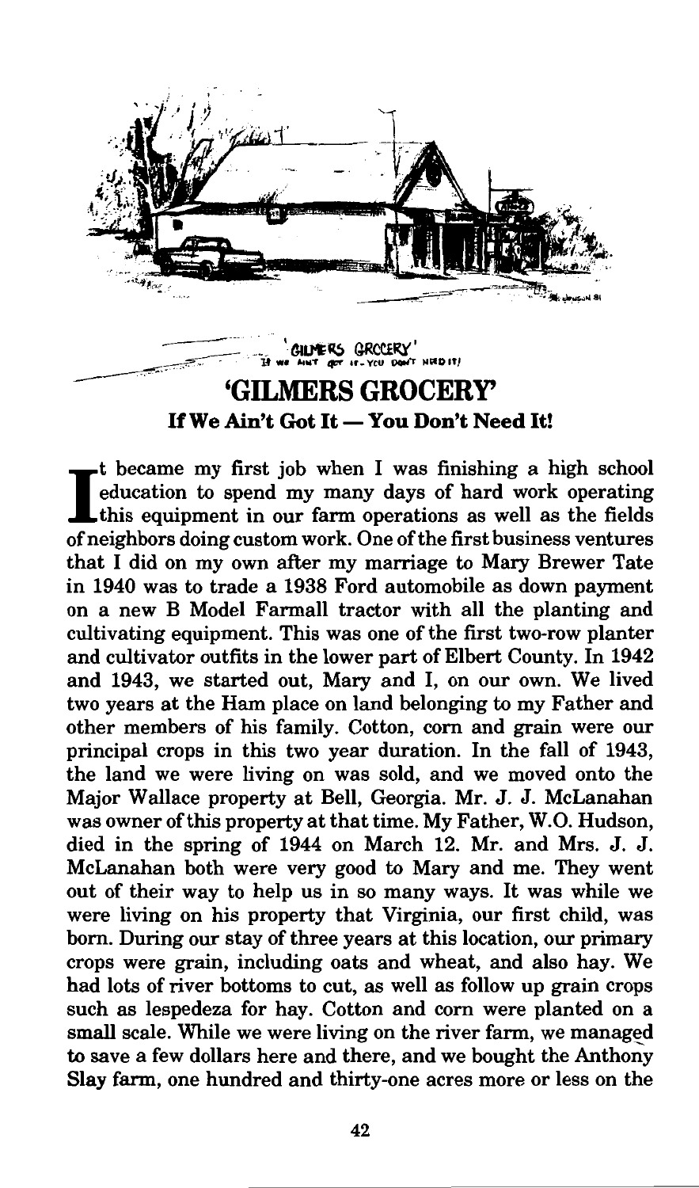## 'GILMERS GROCERY'

**If We Ain't Got It — You Don't Need It!**

It became my first job when I was finishing a high school education to spend my many days of hard work operating this equipment in our farm operations as well as the fields of neighbors doing custom work. One of the first business ventures that I did on my own after my marriage to Mary Brewer Tate in 1940 was to trade a 1938 Ford automobile as down payment on a new B Model Farmall tractor with all the planting and cultivating equipment. This was one of the first two-row planter and cultivator outfits in the lower part of Elbert County. In 1942 and 1943, we started out, Mary and I, on our own. We lived two years at the Ham place on land belonging to my Father and other members of his family. Cotton, corn and grain were our principal crops in this two year duration. In the fall of 1943, the land we were living on was sold, and we moved onto the Major Wallace property at Bell, Georgia. Mr. J. J. McLanahan was owner of this property at that time. My Father, W.O. Hudson, died in the spring of 1944 on March 12. Mr. and Mrs. J. J. McLanahan both were very good to Mary and me. They went out of their way to help us in so many ways. It was while we were living on his property that Virginia, our first child, was born. During our stay of three years at this location, our primary crops were grain, including oats and wheat, and also hay. We had lots of river bottoms to cut, as well as follow up grain crops such as lespedeza for hay. Cotton and corn were planted on a small scale. While we were living on the river farm, we managed to save a few dollars here and there, and we bought the Anthony Slay farm, one hundred and thirty-one acres more or less on the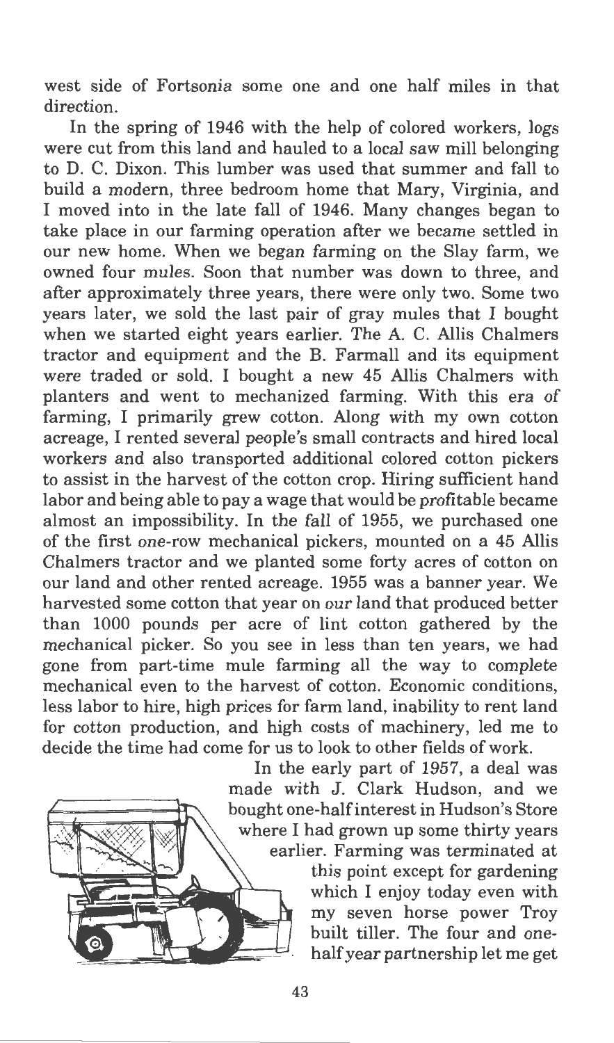west side of Fortsonia some one and one half miles in that direction.

In the spring of 1946 with the help of colored workers, logs were cut from this land and hauled to a local saw mill belonging to D. C. Dixon. This lumber was used that summer and fall to build a modern, three bedroom home that Mary, Virginia, and I moved into in the late fall of 1946. Many changes began to take place in our farming operation after we became settled in our new home. When we began farming on the Slay farm, we owned four mules. Soon that number was down to three, and after approximately three years, there were only two. Some two years later, we sold the last pair of gray mules that I bought when we started eight years earlier. The A. C. Allis Chalmers tractor and equipment and the B. Farmall and its equipment were traded or sold. I bought a new 45 Allis Chalmers with planters and went to mechanized farming. With this era of farming, I primarily grew cotton. Along with my own cotton acreage, I rented several people's small contracts and hired local workers and also transported additional colored cotton pickers to assist in the harvest of the cotton crop. Hiring sufficient hand labor and being able to pay a wage that would be profitable became almost an impossibility. In the fall of 1955, we purchased one of the first one-row mechanical pickers, mounted on a 45 Allis Chalmers tractor and we planted some forty acres of cotton on our land and other rented acreage. 1955 was a banner year. We harvested some cotton that year on our land that produced better than 1000 pounds per acre of lint cotton gathered by the mechanical picker. So you see in less than ten years, we had gone from part-time mule farming all the way to complete mechanical even to the harvest of cotton. Economic conditions, less labor to hire, high prices for farm land, inability to rent land for cotton production, and high costs of machinery, led me to decide the time had come for us to look to other fields of work.

In the early part of 1957, a deal was made with J. Clark Hudson, and we bought one-half interest in Hudson's Store where I had grown up some thirty years earlier. Farming was terminated at this point except for gardening which I enjoy today even with my seven horse power Troy built tiller. The four and one-half year partnership let me get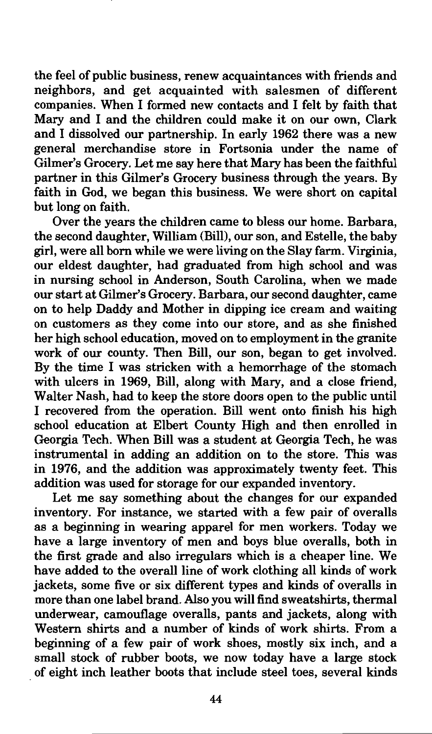the feel of public business, renew acquaintances with friends and neighbors, and get acquainted with salesmen of different companies. When I formed new contacts and I felt by faith that Mary and I and the children could make it on our own, Clark and I dissolved our partnership. In early 1962 there was a new general merchandise store in Fortsonia under the name of Gilmer's Grocery. Let me say here that Mary has been the faithful partner in this Gilmer's Grocery business through the years. By faith in God, we began this business. We were short on capital but long on faith.

Over the years the children came to bless our home. Barbara, the second daughter, William (Bill), our son, and Estelle, the baby girl, were all born while we were living on the Slay farm. Virginia, our eldest daughter, had graduated from high school and was in nursing school in Anderson, South Carolina, when we made our start at Gilmer's Grocery. Barbara, our second daughter, came on to help Daddy and Mother in dipping ice cream and waiting on customers as they come into our store, and as she finished her high school education, moved on to employment in the granite work of our county. Then Bill, our son, began to get involved. By the time I was stricken with a hemorrhage of the stomach with ulcers in 1969, Bill, along with Mary, and a close friend, Walter Nash, had to keep the store doors open to the public until I recovered from the operation. Bill went onto finish his high school education at Elbert County High and then enrolled in Georgia Tech. When Bill was a student at Georgia Tech, he was instrumental in adding an addition on to the store. This was in 1976, and the addition was approximately twenty feet. This addition was used for storage for our expanded inventory.

Let me say something about the changes for our expanded inventory. For instance, we started with a few pair of overalls as a beginning in wearing apparel for men workers. Today we have a large inventory of men and boys blue overalls, both in the first grade and also irregulars which is a cheaper line. We have added to the overall line of work clothing all kinds of work jackets, some five or six different types and kinds of overalls in more than one label brand. Also you will find sweatshirts, thermal underwear, camouflage overalls, pants and jackets, along with Western shirts and a number of kinds of work shirts. From a beginning of a few pair of work shoes, mostly six inch, and a small stock of rubber boots, we now today have a large stock of eight inch leather boots that include steel toes, several kinds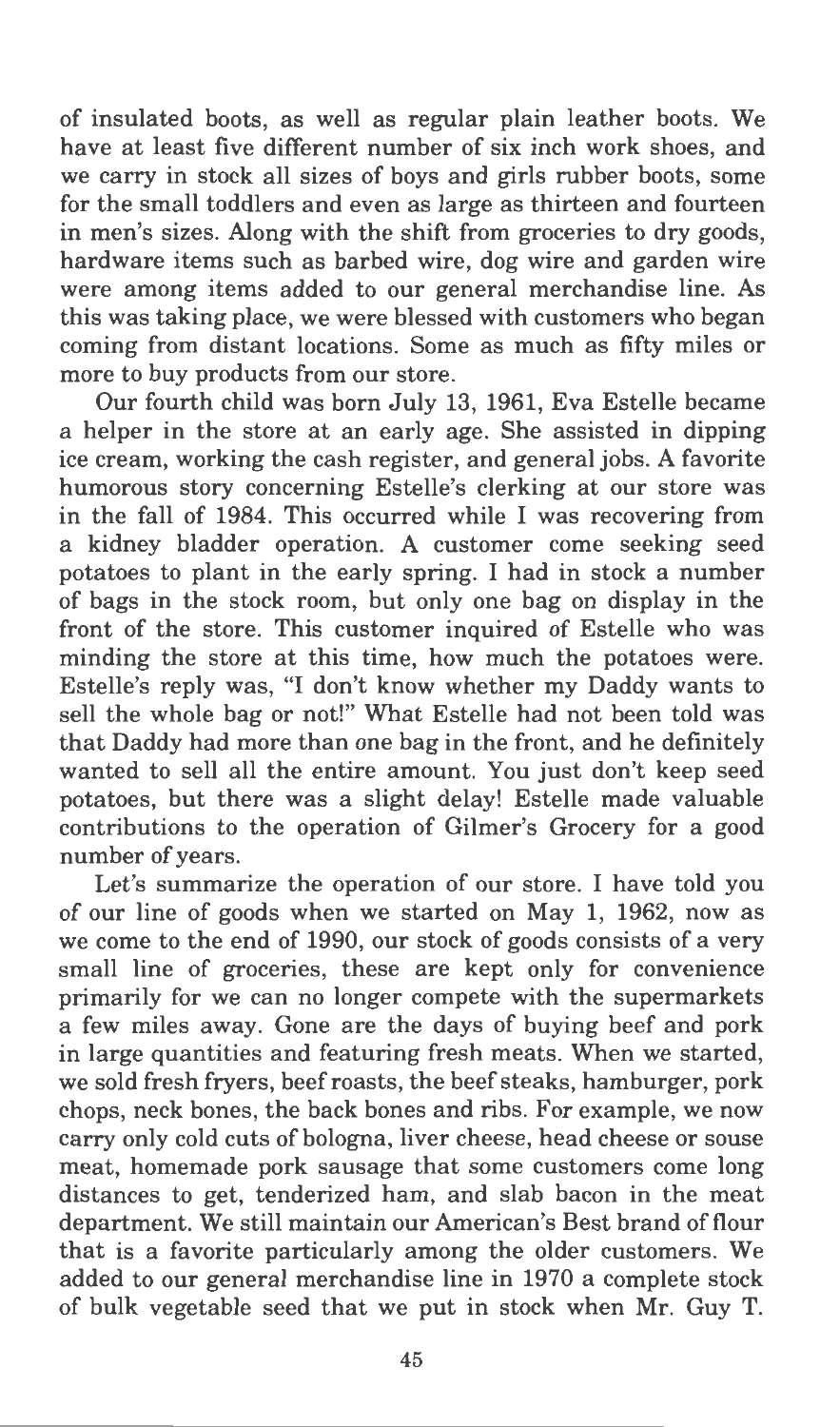of insulated boots, as well as regular plain leather boots. We have at least five different number of six inch work shoes, and we carry in stock all sizes of boys and girls rubber boots, some for the small toddlers and even as large as thirteen and fourteen in men's sizes. Along with the shift from groceries to dry goods, hardware items such as barbed wire, dog wire and garden wire were among items added to our general merchandise line. As this was taking place, we were blessed with customers who began coming from distant locations. Some as much as fifty miles or more to buy products from our store.

Our fourth child was born July 13, 1961, Eva Estelle became a helper in the store at an early age. She assisted in dipping ice cream, working the cash register, and general jobs. A favorite humorous story concerning Estelle's clerking at our store was in the fall of 1984. This occurred while I was recovering from a kidney bladder operation. A customer come seeking seed potatoes to plant in the early spring. I had in stock a number of bags in the stock room, but only one bag on display in the front of the store. This customer inquired of Estelle who was minding the store at this time, how much the potatoes were. Estelle's reply was, "I don't know whether my Daddy wants to sell the whole bag or not!" What Estelle had not been told was that Daddy had more than one bag in the front, and he definitely wanted to sell all the entire amount. You just don't keep seed potatoes, but there was a slight delay! Estelle made valuable contributions to the operation of Gilmer's Grocery for a good number of years.

Let's summarize the operation of our store. I have told you of our line of goods when we started on May 1, 1962, now as we come to the end of 1990, our stock of goods consists of a very small line of groceries, these are kept only for convenience primarily for we can no longer compete with the supermarkets a few miles away. Gone are the days of buying beef and pork in large quantities and featuring fresh meats. When we started, we sold fresh fryers, beef roasts, the beef steaks, hamburger, pork chops, neck bones, the back bones and ribs. For example, we now carry only cold cuts of bologna, liver cheese, head cheese or souse meat, homemade pork sausage that some customers come long distances to get, tenderized ham, and slab bacon in the meat department. We still maintain our American's Best brand of flour that is a favorite particularly among the older customers. We added to our general merchandise line in 1970 a complete stock of bulk vegetable seed that we put in stock when Mr. Guy T.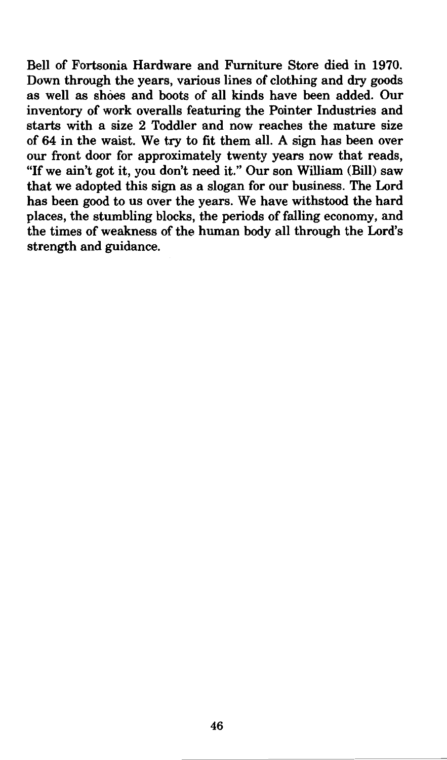Bell of Fortsonia Hardware and Furniture Store died in 1970. Down through the years, various lines of clothing and dry goods as well as shoes and boots of all kinds have been added. Our inventory of work overalls featuring the Pointer Industries and starts with a size 2 Toddler and now reaches the mature size of 64 in the waist. We try to fit them all. A sign has been over our front door for approximately twenty years now that reads, "If we ain't got it, you don't need it." Our son William (Bill) saw that we adopted this sign as a slogan for our business. The Lord has been good to us over the years. We have withstood the hard places, the stumbling blocks, the periods of falling economy, and the times of weakness of the human body all through the Lord's strength and guidance.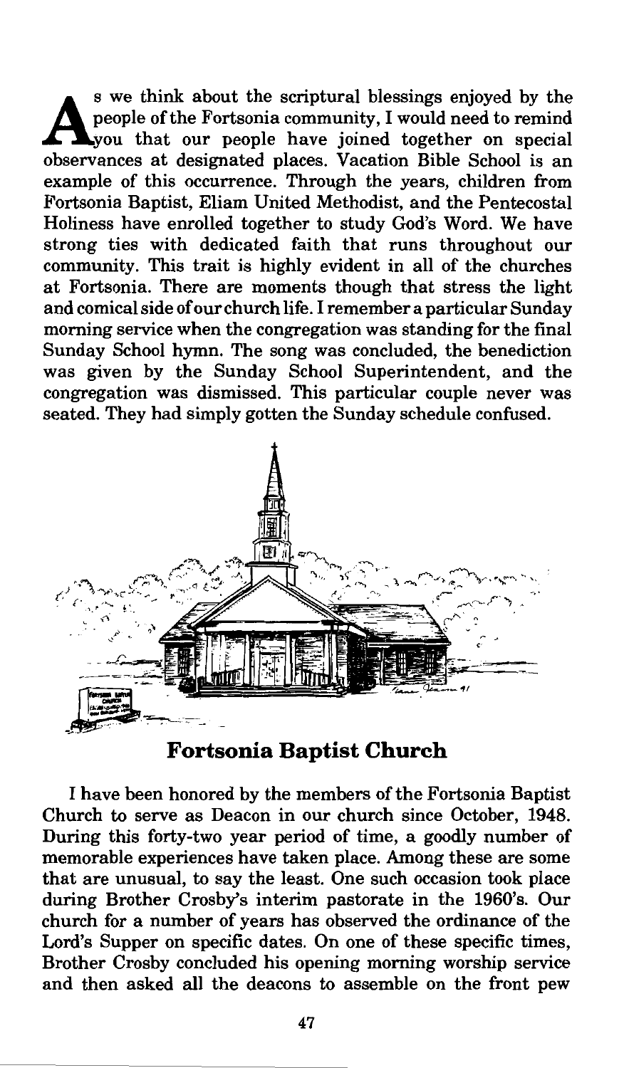As we think about the scriptural blessings enjoyed by the people of the Fortsonia community, I would need to remind you that our people have joined together on special observances at designated places. Vacation Bible School is an example of this occurrence. Through the years, children from Fortsonia Baptist, Eliam United Methodist, and the Pentecostal Holiness have enrolled together to study God's Word. We have strong ties with dedicated faith that runs throughout our community. This trait is highly evident in all of the churches at Fortsonia. There are moments though that stress the light and comical side of our church life. I remember a particular Sunday morning service when the congregation was standing for the final Sunday School hymn. The song was concluded, the benediction was given by the Sunday School Superintendent, and the congregation was dismissed. This particular couple never was seated. They had simply gotten the Sunday schedule confused.

## Fortsonia Baptist Church

I have been honored by the members of the Fortsonia Baptist Church to serve as Deacon in our church since October, 1948. During this forty-two year period of time, a goodly number of memorable experiences have taken place. Among these are some that are unusual, to say the least. One such occasion took place during Brother Crosby's interim pastorate in the 1960's. Our church for a number of years has observed the ordinance of the Lord's Supper on specific dates. On one of these specific times, Brother Crosby concluded his opening morning worship service and then asked all the deacons to assemble on the front pew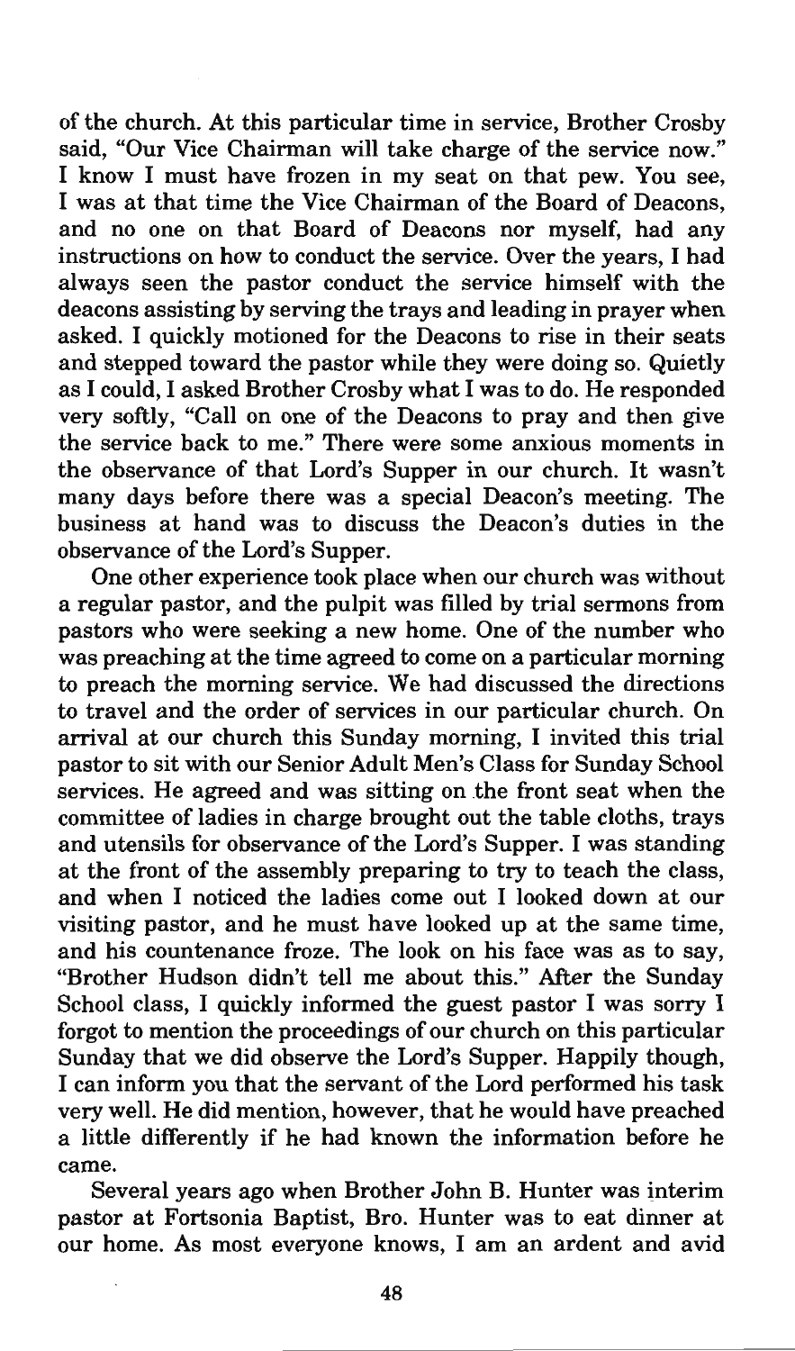of the church. At this particular time in service, Brother Crosby said, "Our Vice Chairman will take charge of the service now." I know I must have frozen in my seat on that pew. You see, I was at that time the Vice Chairman of the Board of Deacons, and no one on that Board of Deacons nor myself, had any instructions on how to conduct the service. Over the years, I had always seen the pastor conduct the service himself with the deacons assisting by serving the trays and leading in prayer when asked. I quickly motioned for the Deacons to rise in their seats and stepped toward the pastor while they were doing so. Quietly as I could, I asked Brother Crosby what I was to do. He responded very softly, "Call on one of the Deacons to pray and then give the service back to me." There were some anxious moments in the observance of that Lord's Supper in our church. It wasn't many days before there was a special Deacon's meeting. The business at hand was to discuss the Deacon's duties in the observance of the Lord's Supper.

One other experience took place when our church was without a regular pastor, and the pulpit was filled by trial sermons from pastors who were seeking a new home. One of the number who was preaching at the time agreed to come on a particular morning to preach the morning service. We had discussed the directions to travel and the order of services in our particular church. On arrival at our church this Sunday morning, I invited this trial pastor to sit with our Senior Adult Men's Class for Sunday School services. He agreed and was sitting on the front seat when the committee of ladies in charge brought out the table cloths, trays and utensils for observance of the Lord's Supper. I was standing at the front of the assembly preparing to try to teach the class, and when I noticed the ladies come out I looked down at our visiting pastor, and he must have looked up at the same time, and his countenance froze. The look on his face was as to say, "Brother Hudson didn't tell me about this." After the Sunday School class, I quickly informed the guest pastor I was sorry I forgot to mention the proceedings of our church on this particular Sunday that we did observe the Lord's Supper. Happily though, I can inform you that the servant of the Lord performed his task very well. He did mention, however, that he would have preached a little differently if he had known the information before he came.

Several years ago when Brother John B. Hunter was interim pastor at Fortsonia Baptist, Bro. Hunter was to eat dinner at our home. As most everyone knows, I am an ardent and avid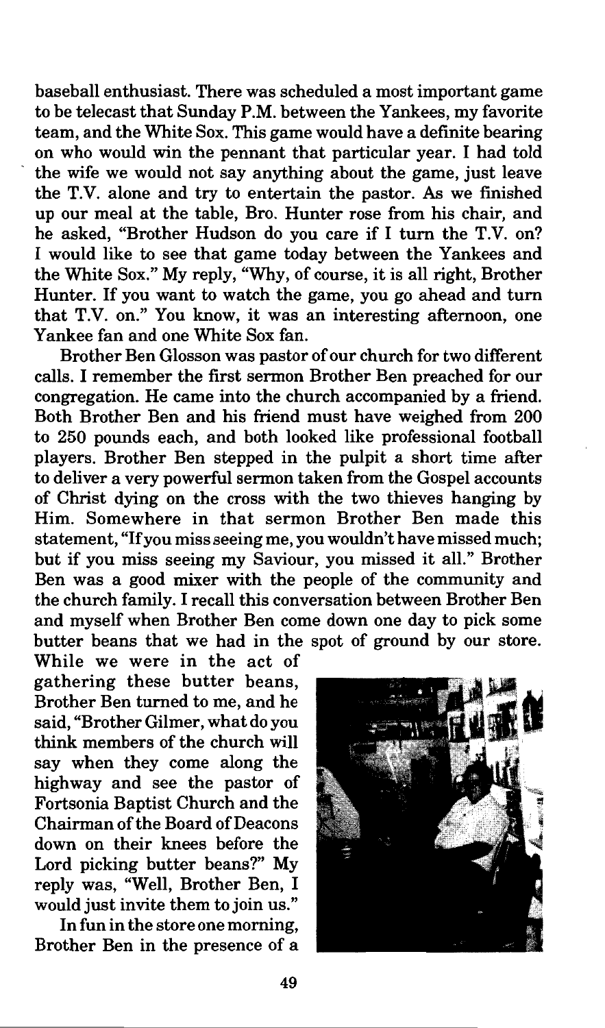baseball enthusiast. There was scheduled a most important game to be telecast that Sunday P.M. between the Yankees, my favorite team, and the White Sox. This game would have a definite bearing on who would win the pennant that particular year. I had told the wife we would not say anything about the game, just leave the T.V. alone and try to entertain the pastor. As we finished up our meal at the table, Bro. Hunter rose from his chair, and he asked, "Brother Hudson do you care if I turn the T.V. on? I would like to see that game today between the Yankees and the White Sox." My reply, "Why, of course, it is all right, Brother Hunter. If you want to watch the game, you go ahead and turn that T.V. on." You know, it was an interesting afternoon, one Yankee fan and one White Sox fan.

Brother Ben Glosson was pastor of our church for two different calls. I remember the first sermon Brother Ben preached for our congregation. He came into the church accompanied by a friend. Both Brother Ben and his friend must have weighed from 200 to 250 pounds each, and both looked like professional football players. Brother Ben stepped in the pulpit a short time after to deliver a very powerful sermon taken from the Gospel accounts of Christ dying on the cross with the two thieves hanging by Him. Somewhere in that sermon Brother Ben made this statement, "If you miss seeing me, you wouldn't have missed much; but if you miss seeing my Saviour, you missed it all." Brother Ben was a good mixer with the people of the community and the church family. I recall this conversation between Brother Ben and myself when Brother Ben come down one day to pick some butter beans that we had in the spot of ground by our store. While we were in the act of gathering these butter beans, Brother Ben turned to me, and he said, "Brother Gilmer, what do you think members of the church will say when they come along the highway and see the pastor of Fortsonia Baptist Church and the Chairman of the Board of Deacons down on their knees before the Lord picking butter beans?" My reply was, "Well, Brother Ben, I would just invite them to join us."

In fun in the store one morning, Brother Ben in the presence of a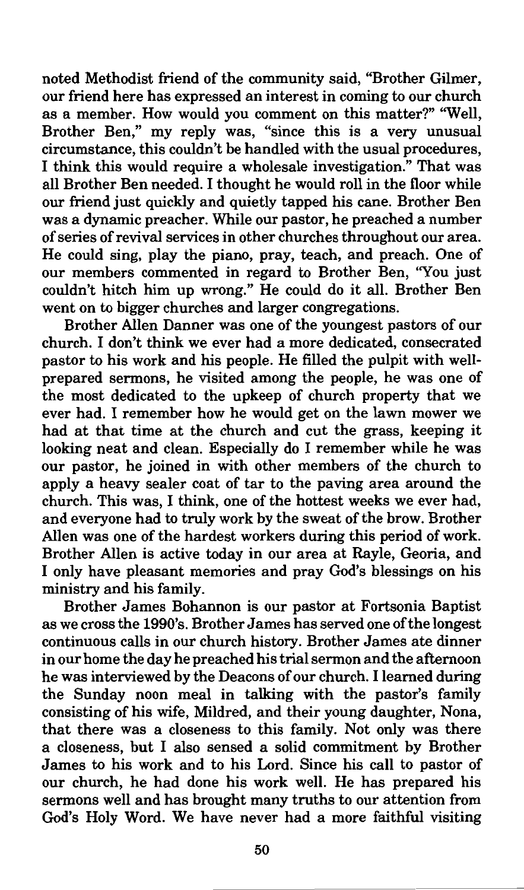noted Methodist friend of the community said, "Brother Gilmer, our friend here has expressed an interest in coming to our church as a member. How would you comment on this matter?" "Well, Brother Ben," my reply was, "since this is a very unusual circumstance, this couldn't be handled with the usual procedures, I think this would require a wholesale investigation." That was all Brother Ben needed. I thought he would roll in the floor while our friend just quickly and quietly tapped his cane. Brother Ben was a dynamic preacher. While our pastor, he preached a number of series of revival services in other churches throughout our area. He could sing, play the piano, pray, teach, and preach. One of our members commented in regard to Brother Ben, "You just couldn't hitch him up wrong." He could do it all. Brother Ben went on to bigger churches and larger congregations.

Brother Allen Danner was one of the youngest pastors of our church. I don't think we ever had a more dedicated, consecrated pastor to his work and his people. He filled the pulpit with well-prepared sermons, he visited among the people, he was one of the most dedicated to the upkeep of church property that we ever had. I remember how he would get on the lawn mower we had at that time at the church and cut the grass, keeping it looking neat and clean. Especially do I remember while he was our pastor, he joined in with other members of the church to apply a heavy sealer coat of tar to the paving area around the church. This was, I think, one of the hottest weeks we ever had, and everyone had to truly work by the sweat of the brow. Brother Allen was one of the hardest workers during this period of work. Brother Allen is active today in our area at Rayle, Georia, and I only have pleasant memories and pray God's blessings on his ministry and his family.

Brother James Bohannon is our pastor at Fortsonia Baptist as we cross the 1990's. Brother James has served one of the longest continuous calls in our church history. Brother James ate dinner in our home the day he preached his trial sermon and the afternoon he was interviewed by the Deacons of our church. I learned during the Sunday noon meal in talking with the pastor's family consisting of his wife, Mildred, and their young daughter, Nona, that there was a closeness to this family. Not only was there a closeness, but I also sensed a solid commitment by Brother James to his work and to his Lord. Since his call to pastor of our church, he had done his work well. He has prepared his sermons well and has brought many truths to our attention from God's Holy Word. We have never had a more faithful visiting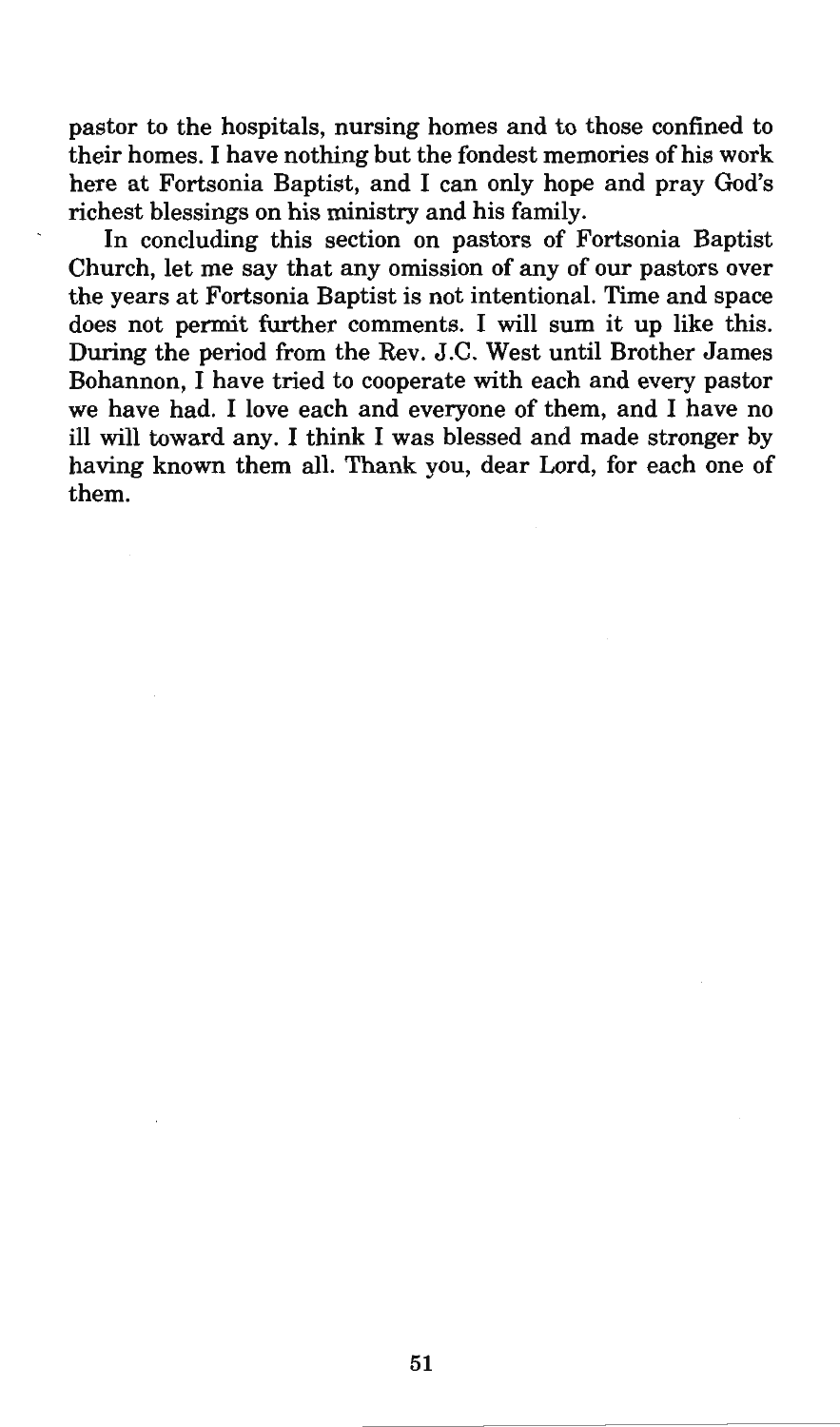pastor to the hospitals, nursing homes and to those confined to their homes. I have nothing but the fondest memories of his work here at Fortsonia Baptist, and I can only hope and pray God's richest blessings on his ministry and his family.

In concluding this section on pastors of Fortsonia Baptist Church, let me say that any omission of any of our pastors over the years at Fortsonia Baptist is not intentional. Time and space does not permit further comments. I will sum it up like this. During the period from the Rev. J.C. West until Brother James Bohannon, I have tried to cooperate with each and every pastor we have had. I love each and everyone of them, and I have no ill will toward any. I think I was blessed and made stronger by having known them all. Thank you, dear Lord, for each one of them.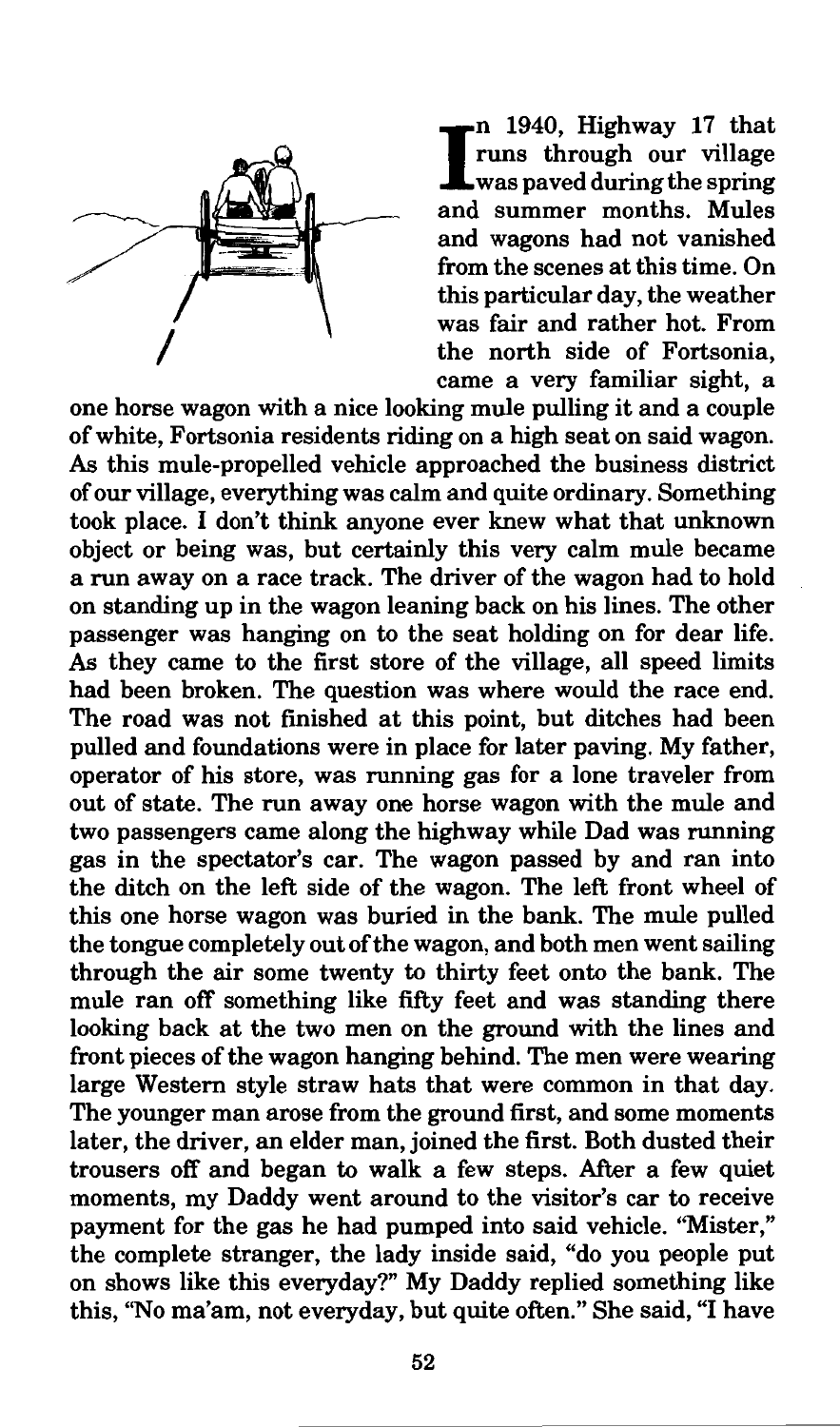In 1940, Highway 17 that runs through our village was paved during the spring and summer months. Mules and wagons had not vanished from the scenes at this time. On this particular day, the weather was fair and rather hot. From the north side of Fortsonia, came a very familiar sight, a one horse wagon with a nice looking mule pulling it and a couple of white, Fortsonia residents riding on a high seat on said wagon. As this mule-propelled vehicle approached the business district of our village, everything was calm and quite ordinary. Something took place. I don't think anyone ever knew what that unknown object or being was, but certainly this very calm mule became a run away on a race track. The driver of the wagon had to hold on standing up in the wagon leaning back on his lines. The other passenger was hanging on to the seat holding on for dear life. As they came to the first store of the village, all speed limits had been broken. The question was where would the race end. The road was not finished at this point, but ditches had been pulled and foundations were in place for later paving. My father, operator of his store, was running gas for a lone traveler from out of state. The run away one horse wagon with the mule and two passengers came along the highway while Dad was running gas in the spectator's car. The wagon passed by and ran into the ditch on the left side of the wagon. The left front wheel of this one horse wagon was buried in the bank. The mule pulled the tongue completely out of the wagon, and both men went sailing through the air some twenty to thirty feet onto the bank. The mule ran off something like fifty feet and was standing there looking back at the two men on the ground with the lines and front pieces of the wagon hanging behind. The men were wearing large Western style straw hats that were common in that day. The younger man arose from the ground first, and some moments later, the driver, an elder man, joined the first. Both dusted their trousers off and began to walk a few steps. After a few quiet moments, my Daddy went around to the visitor's car to receive payment for the gas he had pumped into said vehicle. "Mister," the complete stranger, the lady inside said, "do you people put on shows like this everyday?" My Daddy replied something like this, "No ma'am, not everyday, but quite often." She said, "I have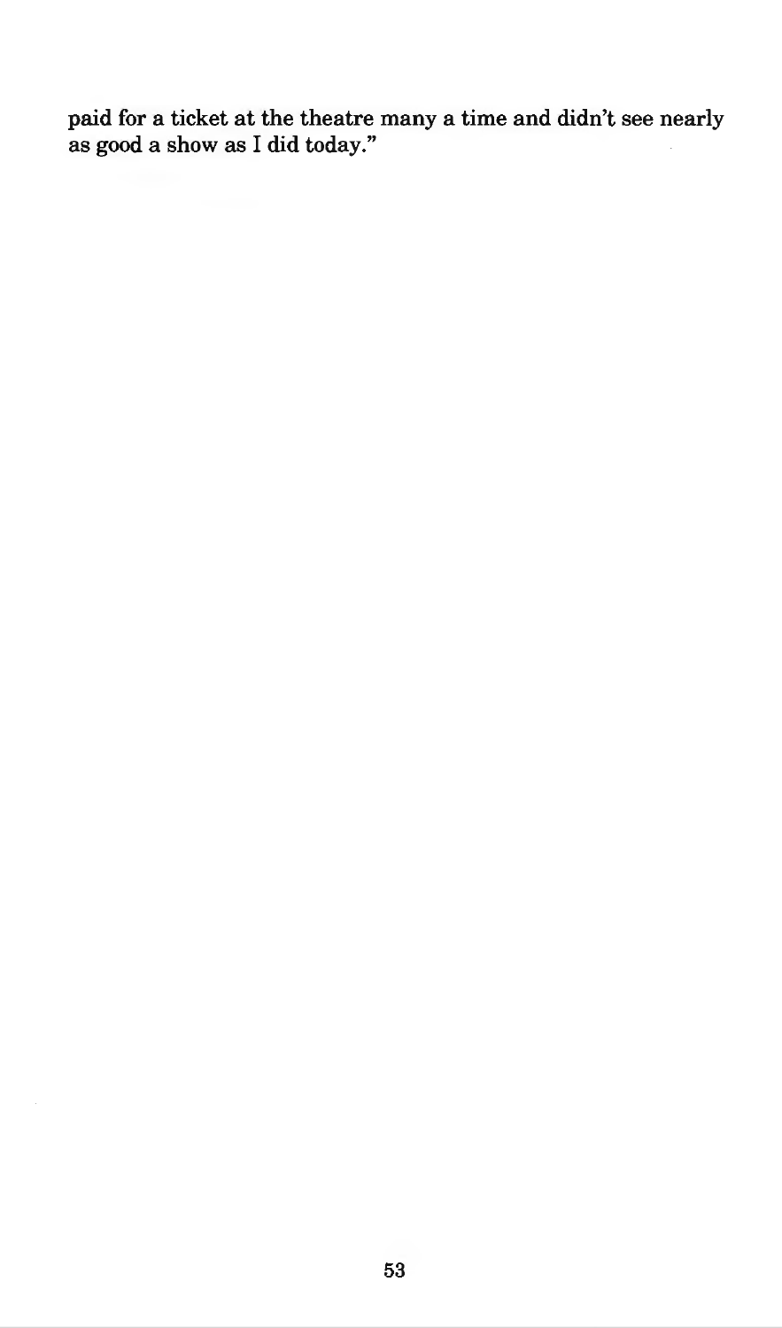paid for a ticket at the theatre many a time and didn't see nearly as good a show as I did today."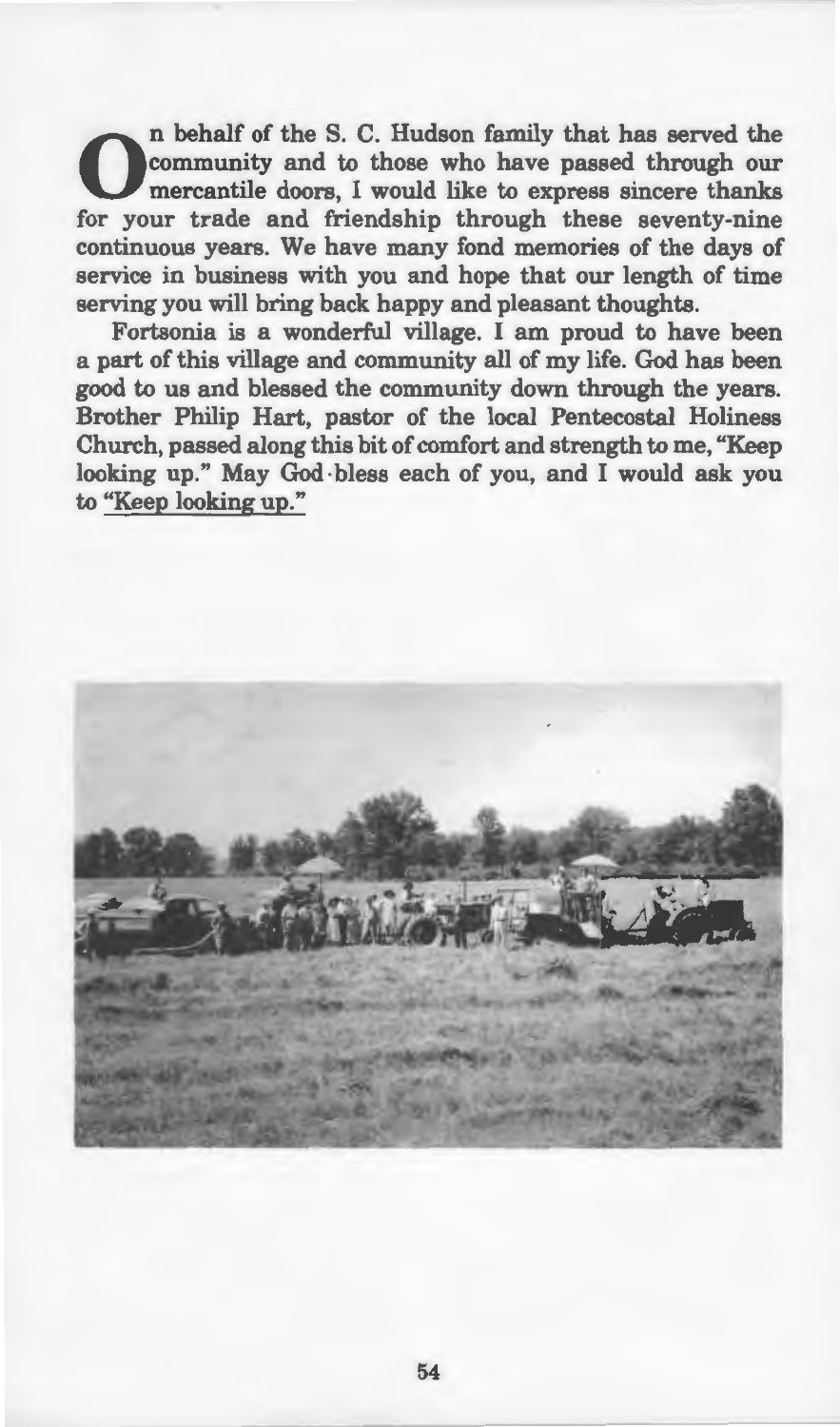On behalf of the S. C. Hudson family that has served the community and to those who have passed through our mercantile doors, I would like to express sincere thanks for your trade and friendship through these seventy-nine continuous years. We have many fond memories of the days of service in business with you and hope that our length of time serving you will bring back happy and pleasant thoughts.

Fortsonia is a wonderful village. I am proud to have been a part of this village and community all of my life. God has been good to us and blessed the community down through the years. Brother Philip Hart, pastor of the local Pentecostal Holiness Church, passed along this bit of comfort and strength to me, "Keep looking up." May God bless each of you, and I would ask you to "Keep looking up."